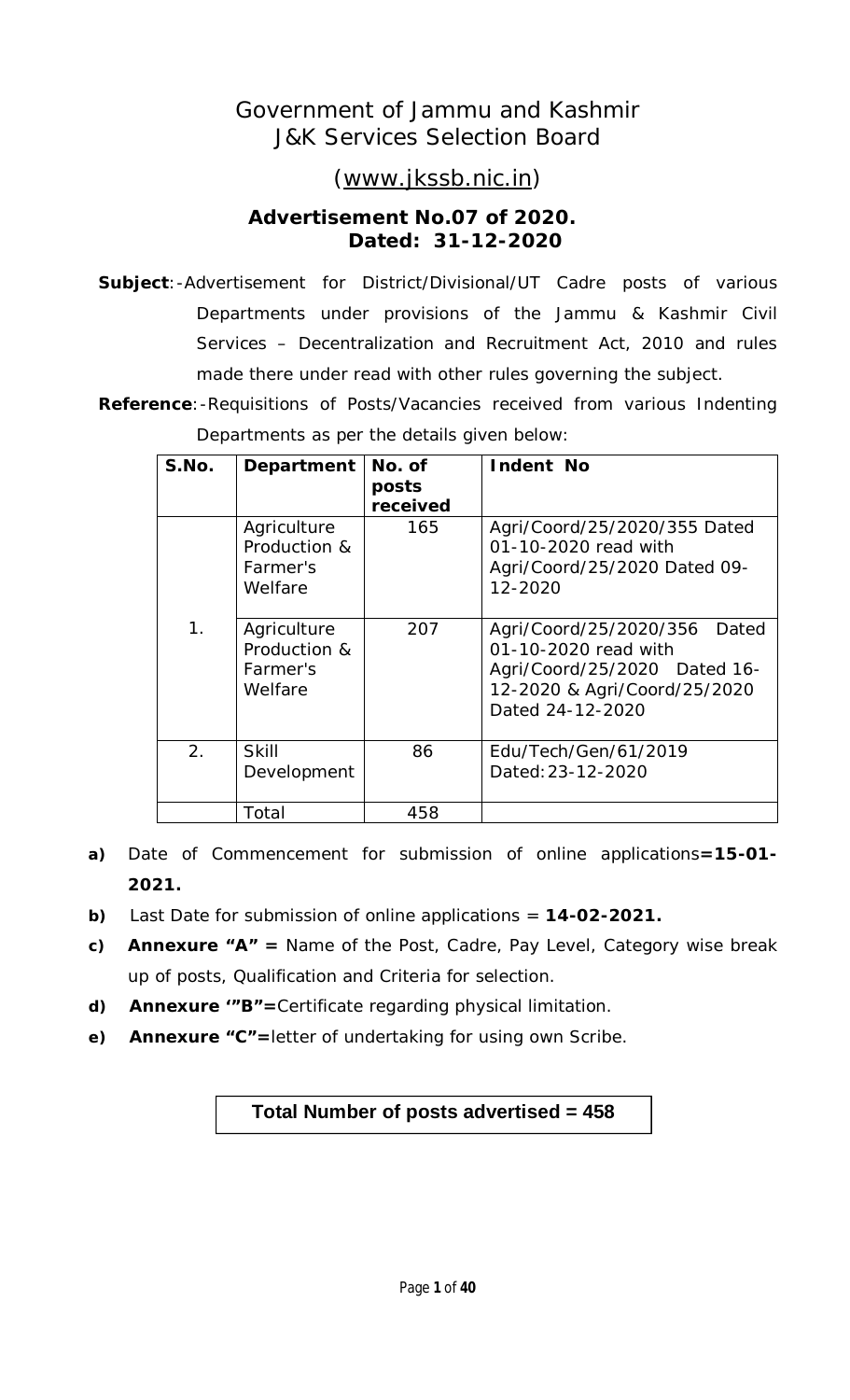# Government of Jammu and Kashmir
# J&K Services Selection Board

(www.jkssb.nic.in)

## Advertisement No.07 of 2020.
## Dated: 31-12-2020

**Subject**:-Advertisement for District/Divisional/UT Cadre posts of various Departments under provisions of the Jammu & Kashmir Civil Services – Decentralization and Recruitment Act, 2010 and rules made there under read with other rules governing the subject.

**Reference**:-Requisitions of Posts/Vacancies received from various Indenting Departments as per the details given below:

| S.No. | Department | No. of posts received | Indent No |
|---|---|---|---|
| 1. | Agriculture Production & Farmer's Welfare | 165 | Agri/Coord/25/2020/355 Dated 01-10-2020 read with Agri/Coord/25/2020 Dated 09-12-2020 |
| | Agriculture Production & Farmer's Welfare | 207 | Agri/Coord/25/2020/356 Dated 01-10-2020 read with Agri/Coord/25/2020 Dated 16-12-2020 & Agri/Coord/25/2020 Dated 24-12-2020 |
| 2. | Skill Development | 86 | Edu/Tech/Gen/61/2019 Dated:23-12-2020 |
| | Total | 458 | |

- **a)** Date of Commencement for submission of online applications**=15-01-2021.**
- **b)** Last Date for submission of online applications = **14-02-2021.**
- **c)** **Annexure "A" =** Name of the Post, Cadre, Pay Level, Category wise break up of posts, Qualification and Criteria for selection.
- **d)** **Annexure '"B"=**Certificate regarding physical limitation.
- **e)** **Annexure "C"=**letter of undertaking for using own Scribe.

**Total Number of posts advertised = 458**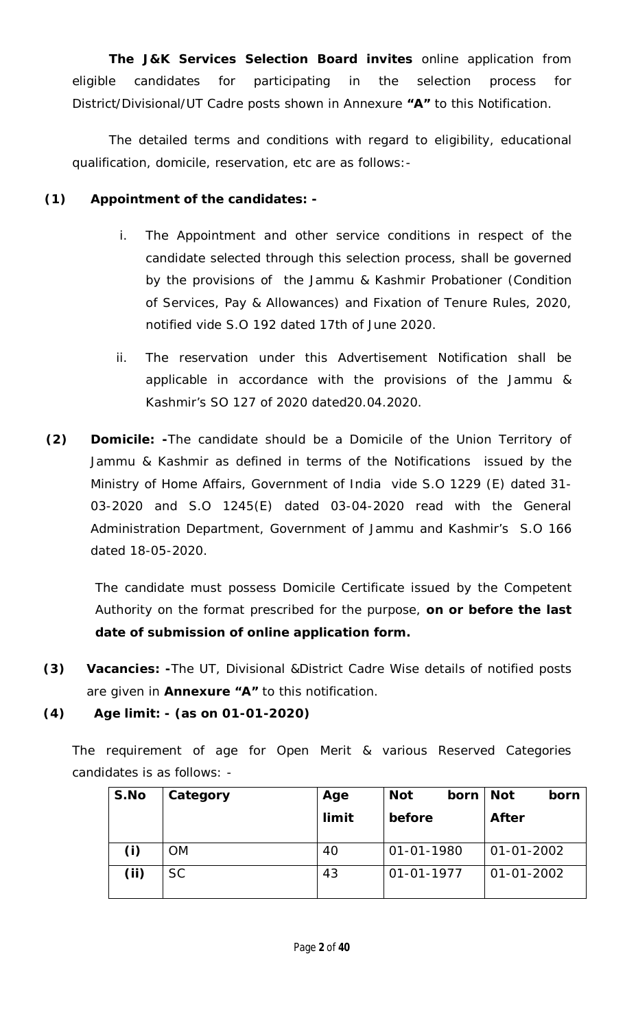**The J&K Services Selection Board invites** online application from eligible candidates for participating in the selection process for District/Divisional/UT Cadre posts shown in Annexure **"A"** to this Notification.

The detailed terms and conditions with regard to eligibility, educational qualification, domicile, reservation, etc are as follows:-

**(1) Appointment of the candidates: -**

i. The Appointment and other service conditions in respect of the candidate selected through this selection process, shall be governed by the provisions of the Jammu & Kashmir Probationer (Condition of Services, Pay & Allowances) and Fixation of Tenure Rules, 2020, notified vide S.O 192 dated 17th of June 2020.

ii. The reservation under this Advertisement Notification shall be applicable in accordance with the provisions of the Jammu & Kashmir's SO 127 of 2020 dated20.04.2020.

**(2) Domicile: -**The candidate should be a Domicile of the Union Territory of Jammu & Kashmir as defined in terms of the Notifications issued by the Ministry of Home Affairs, Government of India vide S.O 1229 (E) dated 31-03-2020 and S.O 1245(E) dated 03-04-2020 read with the General Administration Department, Government of Jammu and Kashmir's S.O 166 dated 18-05-2020.

The candidate must possess Domicile Certificate issued by the Competent Authority on the format prescribed for the purpose, **on or before the last date of submission of online application form.**

**(3) Vacancies: -**The UT, Divisional &District Cadre Wise details of notified posts are given in **Annexure "A"** to this notification.

**(4) Age limit: - (as on 01-01-2020)**

The requirement of age for Open Merit & various Reserved Categories candidates is as follows: -

| S.No | Category | Age limit | Not born before | Not born After |
|---|---|---|---|---|
| (i) | OM | 40 | 01-01-1980 | 01-01-2002 |
| (ii) | SC | 43 | 01-01-1977 | 01-01-2002 |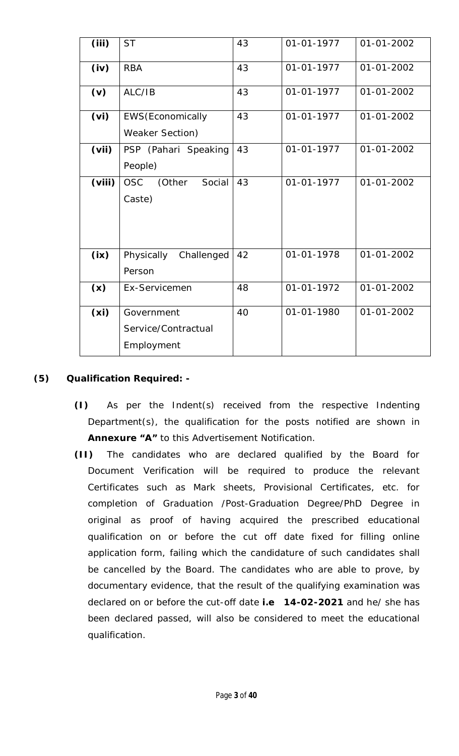| | | | | |
|---|---|---|---|---|
| **(iii)** | ST | 43 | 01-01-1977 | 01-01-2002 |
| **(iv)** | RBA | 43 | 01-01-1977 | 01-01-2002 |
| **(v)** | ALC/IB | 43 | 01-01-1977 | 01-01-2002 |
| **(vi)** | EWS(Economically Weaker Section) | 43 | 01-01-1977 | 01-01-2002 |
| **(vii)** | PSP (Pahari Speaking People) | 43 | 01-01-1977 | 01-01-2002 |
| **(viii)** | OSC (Other Social Caste) | 43 | 01-01-1977 | 01-01-2002 |
| **(ix)** | Physically Challenged Person | 42 | 01-01-1978 | 01-01-2002 |
| **(x)** | Ex-Servicemen | 48 | 01-01-1972 | 01-01-2002 |
| **(xi)** | Government Service/Contractual Employment | 40 | 01-01-1980 | 01-01-2002 |

**(5) Qualification Required: -**

**(I)** As per the Indent(s) received from the respective Indenting Department(s), the qualification for the posts notified are shown in **Annexure "A"** to this Advertisement Notification.

**(II)** The candidates who are declared qualified by the Board for Document Verification will be required to produce the relevant Certificates such as Mark sheets, Provisional Certificates, etc. for completion of Graduation /Post-Graduation Degree/PhD Degree in original as proof of having acquired the prescribed educational qualification on or before the cut off date fixed for filling online application form, failing which the candidature of such candidates shall be cancelled by the Board. The candidates who are able to prove, by documentary evidence, that the result of the qualifying examination was declared on or before the cut-off date **i.e 14-02-2021** and he/ she has been declared passed, will also be considered to meet the educational qualification.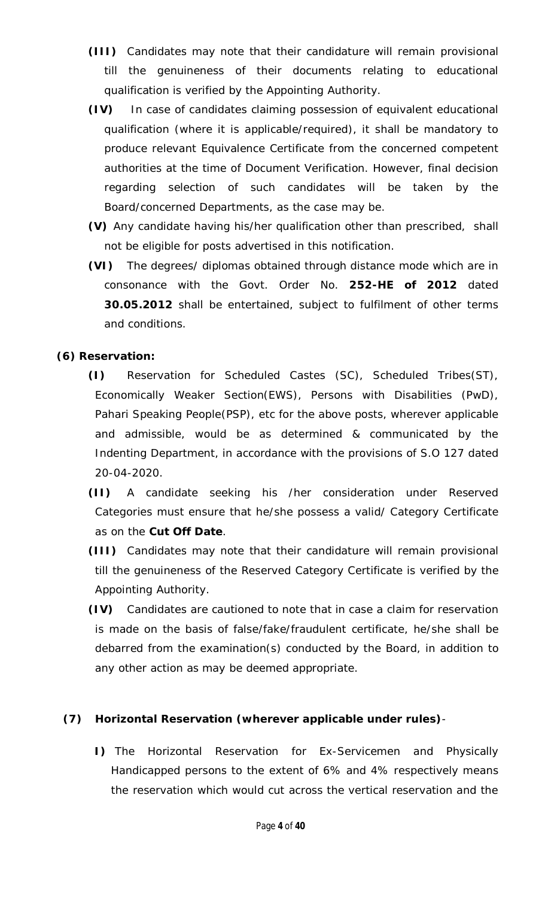**(III)** Candidates may note that their candidature will remain provisional till the genuineness of their documents relating to educational qualification is verified by the Appointing Authority.

**(IV)** In case of candidates claiming possession of equivalent educational qualification (where it is applicable/required), it shall be mandatory to produce relevant Equivalence Certificate from the concerned competent authorities at the time of Document Verification. However, final decision regarding selection of such candidates will be taken by the Board/concerned Departments, as the case may be.

**(V)** Any candidate having his/her qualification other than prescribed, shall not be eligible for posts advertised in this notification.

**(VI)** The degrees/ diplomas obtained through distance mode which are in consonance with the Govt. Order No. **252-HE of 2012** dated **30.05.2012** shall be entertained, subject to fulfilment of other terms and conditions.

**(6) Reservation:**

**(I)** Reservation for Scheduled Castes (SC), Scheduled Tribes(ST), Economically Weaker Section(EWS), Persons with Disabilities (PwD), Pahari Speaking People(PSP), etc for the above posts, wherever applicable and admissible, would be as determined & communicated by the Indenting Department, in accordance with the provisions of S.O 127 dated 20-04-2020.

**(II)** A candidate seeking his /her consideration under Reserved Categories must ensure that he/she possess a valid/ Category Certificate as on the **Cut Off Date**.

**(III)** Candidates may note that their candidature will remain provisional till the genuineness of the Reserved Category Certificate is verified by the Appointing Authority.

**(IV)** Candidates are cautioned to note that in case a claim for reservation is made on the basis of false/fake/fraudulent certificate, he/she shall be debarred from the examination(s) conducted by the Board, in addition to any other action as may be deemed appropriate.

**(7) Horizontal Reservation (wherever applicable under rules)**-

**I)** The Horizontal Reservation for Ex-Servicemen and Physically Handicapped persons to the extent of 6% and 4% respectively means the reservation which would cut across the vertical reservation and the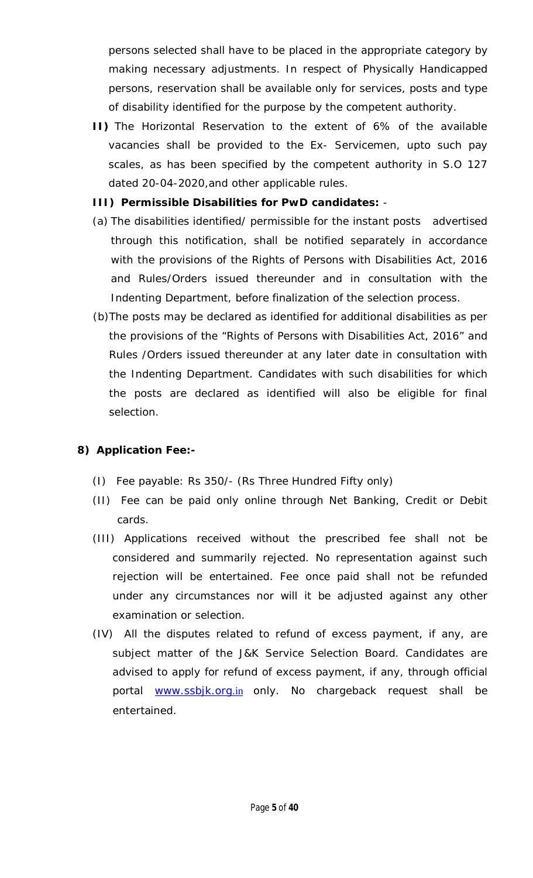persons selected shall have to be placed in the appropriate category by making necessary adjustments. In respect of Physically Handicapped persons, reservation shall be available only for services, posts and type of disability identified for the purpose by the competent authority.

**II)** The Horizontal Reservation to the extent of 6% of the available vacancies shall be provided to the Ex- Servicemen, upto such pay scales, as has been specified by the competent authority in S.O 127 dated 20-04-2020,and other applicable rules.

**III) Permissible Disabilities for PwD candidates:** -

(a) The disabilities identified/ permissible for the instant posts advertised through this notification, shall be notified separately in accordance with the provisions of the Rights of Persons with Disabilities Act, 2016 and Rules/Orders issued thereunder and in consultation with the Indenting Department, before finalization of the selection process.

(b) The posts may be declared as identified for additional disabilities as per the provisions of the "Rights of Persons with Disabilities Act, 2016" and Rules /Orders issued thereunder at any later date in consultation with the Indenting Department. Candidates with such disabilities for which the posts are declared as identified will also be eligible for final selection.

**8) Application Fee:-**

(I) Fee payable: Rs 350/- (Rs Three Hundred Fifty only)

(II) Fee can be paid only online through Net Banking, Credit or Debit cards.

(III) Applications received without the prescribed fee shall not be considered and summarily rejected. No representation against such rejection will be entertained. Fee once paid shall not be refunded under any circumstances nor will it be adjusted against any other examination or selection.

(IV) All the disputes related to refund of excess payment, if any, are subject matter of the J&K Service Selection Board. Candidates are advised to apply for refund of excess payment, if any, through official portal www.ssbjk.org.in only. No chargeback request shall be entertained.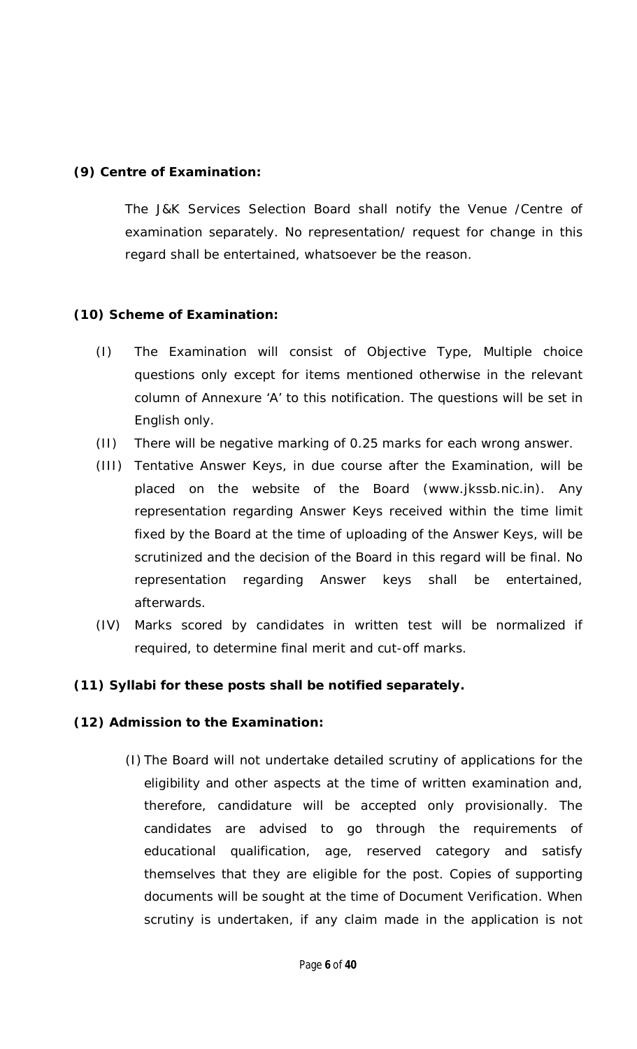**(9) Centre of Examination:**

The J&K Services Selection Board shall notify the Venue /Centre of examination separately. No representation/ request for change in this regard shall be entertained, whatsoever be the reason.

**(10) Scheme of Examination:**

(I) The Examination will consist of Objective Type, Multiple choice questions only except for items mentioned otherwise in the relevant column of Annexure 'A' to this notification. The questions will be set in English only.

(II) There will be negative marking of 0.25 marks for each wrong answer.

(III) Tentative Answer Keys, in due course after the Examination, will be placed on the website of the Board (www.jkssb.nic.in). Any representation regarding Answer Keys received within the time limit fixed by the Board at the time of uploading of the Answer Keys, will be scrutinized and the decision of the Board in this regard will be final. No representation regarding Answer keys shall be entertained, afterwards.

(IV) Marks scored by candidates in written test will be normalized if required, to determine final merit and cut-off marks.

**(11) Syllabi for these posts shall be notified separately.**

**(12) Admission to the Examination:**

(I) The Board will not undertake detailed scrutiny of applications for the eligibility and other aspects at the time of written examination and, therefore, candidature will be accepted only provisionally. The candidates are advised to go through the requirements of educational qualification, age, reserved category and satisfy themselves that they are eligible for the post. Copies of supporting documents will be sought at the time of Document Verification. When scrutiny is undertaken, if any claim made in the application is not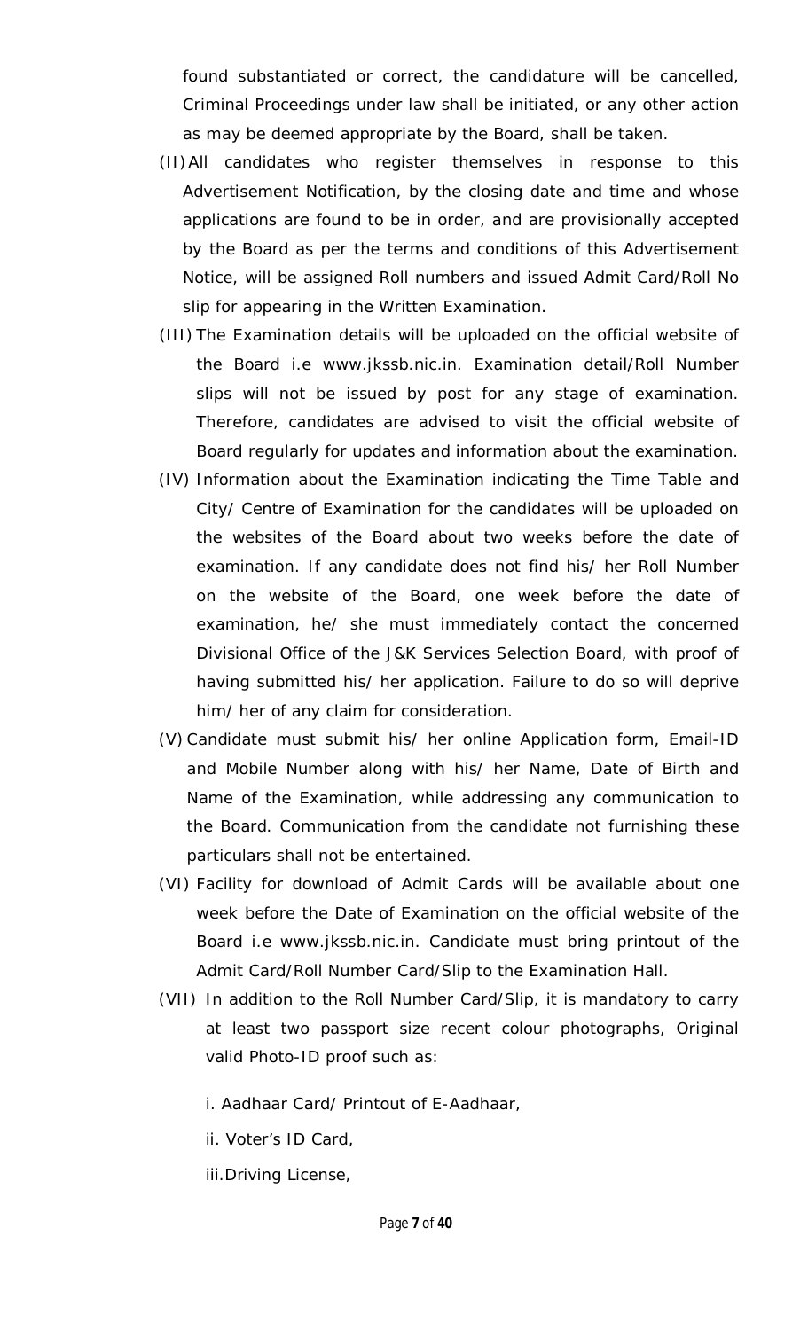found substantiated or correct, the candidature will be cancelled, Criminal Proceedings under law shall be initiated, or any other action as may be deemed appropriate by the Board, shall be taken.

(II) All candidates who register themselves in response to this Advertisement Notification, by the closing date and time and whose applications are found to be in order, and are provisionally accepted by the Board as per the terms and conditions of this Advertisement Notice, will be assigned Roll numbers and issued Admit Card/Roll No slip for appearing in the Written Examination.

(III) The Examination details will be uploaded on the official website of the Board i.e www.jkssb.nic.in. Examination detail/Roll Number slips will not be issued by post for any stage of examination. Therefore, candidates are advised to visit the official website of Board regularly for updates and information about the examination.

(IV) Information about the Examination indicating the Time Table and City/ Centre of Examination for the candidates will be uploaded on the websites of the Board about two weeks before the date of examination. If any candidate does not find his/ her Roll Number on the website of the Board, one week before the date of examination, he/ she must immediately contact the concerned Divisional Office of the J&K Services Selection Board, with proof of having submitted his/ her application. Failure to do so will deprive him/ her of any claim for consideration.

(V) Candidate must submit his/ her online Application form, Email-ID and Mobile Number along with his/ her Name, Date of Birth and Name of the Examination, while addressing any communication to the Board. Communication from the candidate not furnishing these particulars shall not be entertained.

(VI) Facility for download of Admit Cards will be available about one week before the Date of Examination on the official website of the Board i.e www.jkssb.nic.in. Candidate must bring printout of the Admit Card/Roll Number Card/Slip to the Examination Hall.

(VII) In addition to the Roll Number Card/Slip, it is mandatory to carry at least two passport size recent colour photographs, Original valid Photo-ID proof such as:

i. Aadhaar Card/ Printout of E-Aadhaar,

ii. Voter's ID Card,

iii. Driving License,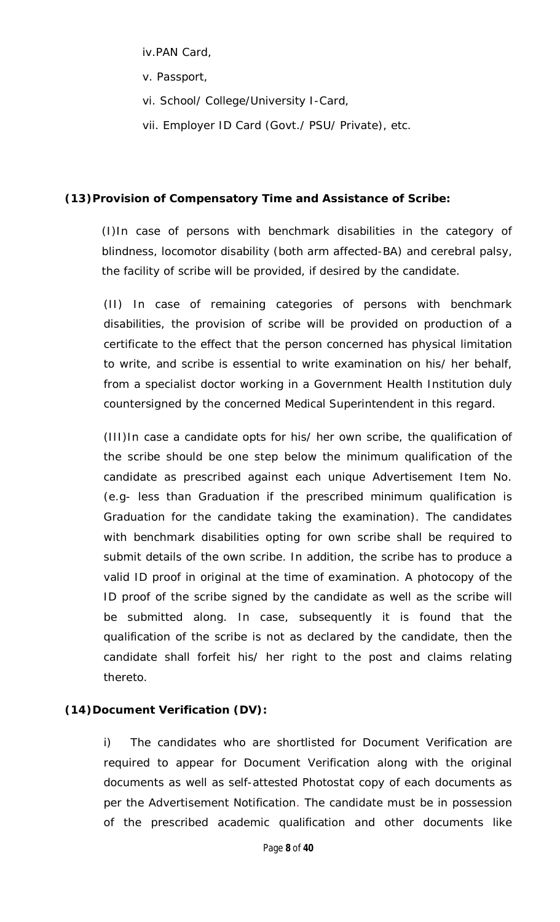iv. PAN Card,

v. Passport,

vi. School/ College/University I-Card,

vii. Employer ID Card (Govt./ PSU/ Private), etc.

**(13) Provision of Compensatory Time and Assistance of Scribe:**

(I) In case of persons with benchmark disabilities in the category of blindness, locomotor disability (both arm affected-BA) and cerebral palsy, the facility of scribe will be provided, if desired by the candidate.

(II) In case of remaining categories of persons with benchmark disabilities, the provision of scribe will be provided on production of a certificate to the effect that the person concerned has physical limitation to write, and scribe is essential to write examination on his/ her behalf, from a specialist doctor working in a Government Health Institution duly countersigned by the concerned Medical Superintendent in this regard.

(III) In case a candidate opts for his/ her own scribe, the qualification of the scribe should be one step below the minimum qualification of the candidate as prescribed against each unique Advertisement Item No. (e.g- less than Graduation if the prescribed minimum qualification is Graduation for the candidate taking the examination). The candidates with benchmark disabilities opting for own scribe shall be required to submit details of the own scribe. In addition, the scribe has to produce a valid ID proof in original at the time of examination. A photocopy of the ID proof of the scribe signed by the candidate as well as the scribe will be submitted along. In case, subsequently it is found that the qualification of the scribe is not as declared by the candidate, then the candidate shall forfeit his/ her right to the post and claims relating thereto.

**(14) Document Verification (DV):**

i) The candidates who are shortlisted for Document Verification are required to appear for Document Verification along with the original documents as well as self-attested Photostat copy of each documents as per the Advertisement Notification. The candidate must be in possession of the prescribed academic qualification and other documents like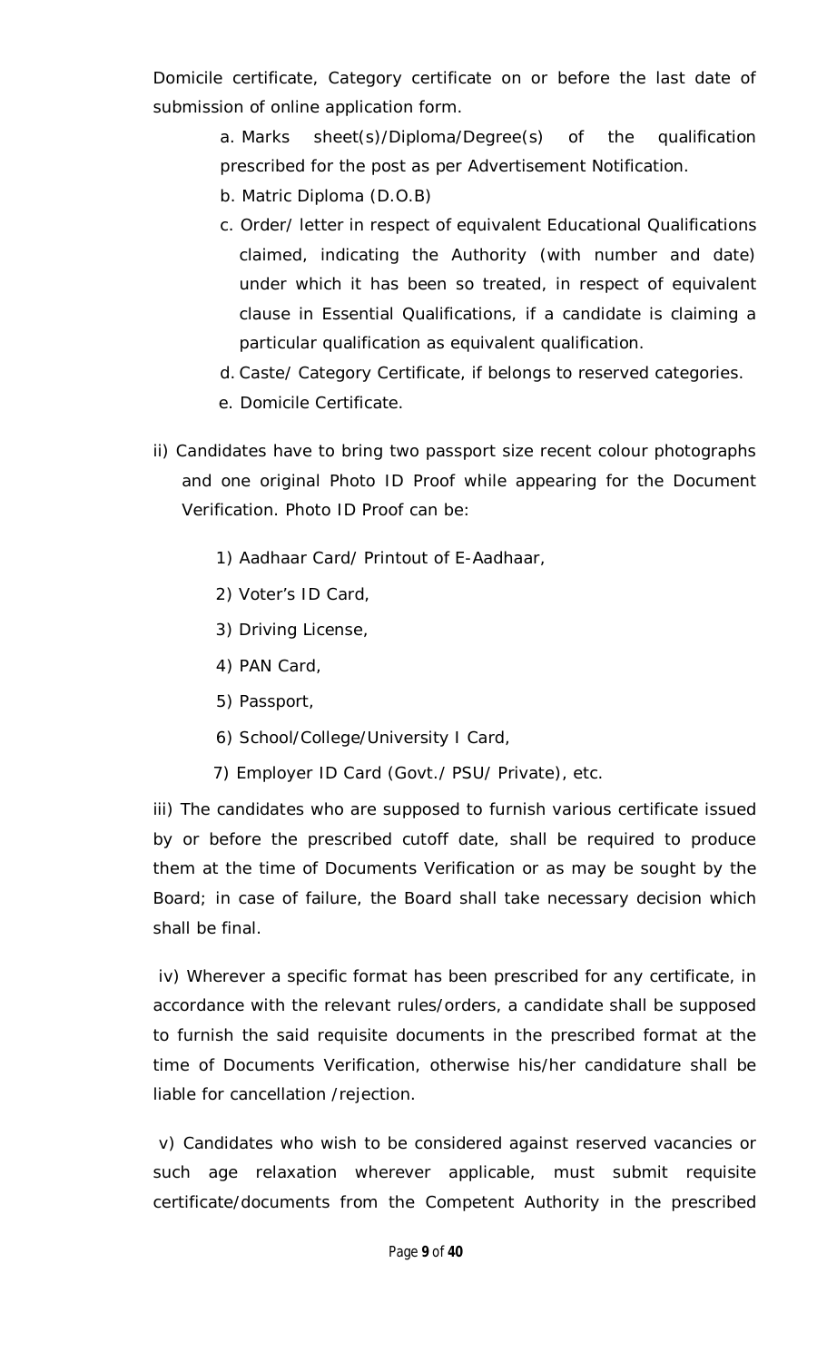Domicile certificate, Category certificate on or before the last date of submission of online application form.

a. Marks sheet(s)/Diploma/Degree(s) of the qualification prescribed for the post as per Advertisement Notification.

b. Matric Diploma (D.O.B)

c. Order/ letter in respect of equivalent Educational Qualifications claimed, indicating the Authority (with number and date) under which it has been so treated, in respect of equivalent clause in Essential Qualifications, if a candidate is claiming a particular qualification as equivalent qualification.

d. Caste/ Category Certificate, if belongs to reserved categories.

e. Domicile Certificate.

ii) Candidates have to bring two passport size recent colour photographs and one original Photo ID Proof while appearing for the Document Verification. Photo ID Proof can be:

1) Aadhaar Card/ Printout of E-Aadhaar,

2) Voter's ID Card,

3) Driving License,

4) PAN Card,

5) Passport,

6) School/College/University I Card,

7) Employer ID Card (Govt./ PSU/ Private), etc.

iii) The candidates who are supposed to furnish various certificate issued by or before the prescribed cutoff date, shall be required to produce them at the time of Documents Verification or as may be sought by the Board; in case of failure, the Board shall take necessary decision which shall be final.

iv) Wherever a specific format has been prescribed for any certificate, in accordance with the relevant rules/orders, a candidate shall be supposed to furnish the said requisite documents in the prescribed format at the time of Documents Verification, otherwise his/her candidature shall be liable for cancellation /rejection.

v) Candidates who wish to be considered against reserved vacancies or such age relaxation wherever applicable, must submit requisite certificate/documents from the Competent Authority in the prescribed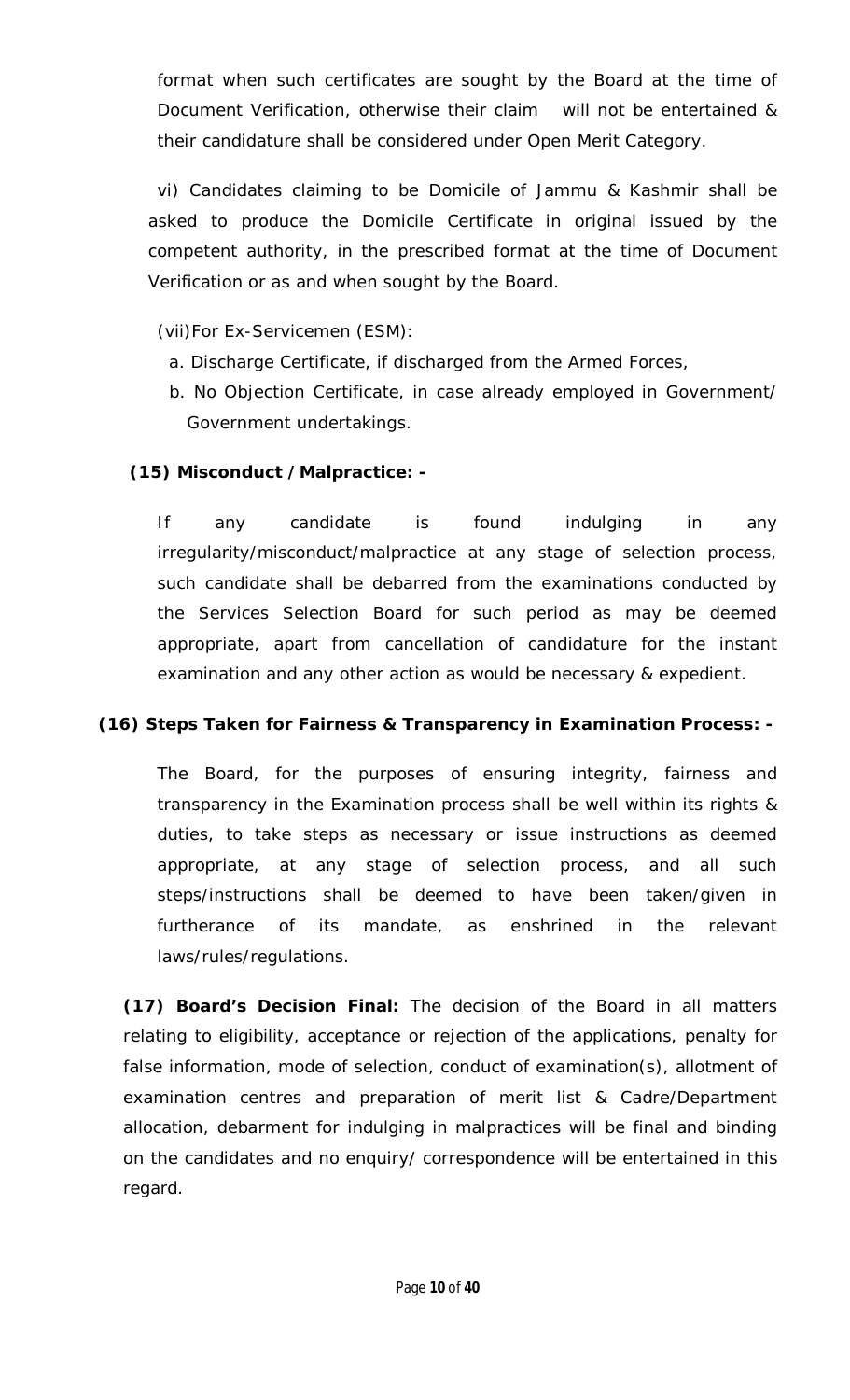format when such certificates are sought by the Board at the time of Document Verification, otherwise their claim will not be entertained & their candidature shall be considered under Open Merit Category.

vi) Candidates claiming to be Domicile of Jammu & Kashmir shall be asked to produce the Domicile Certificate in original issued by the competent authority, in the prescribed format at the time of Document Verification or as and when sought by the Board.

(vii) For Ex-Servicemen (ESM):

a. Discharge Certificate, if discharged from the Armed Forces,

b. No Objection Certificate, in case already employed in Government/ Government undertakings.

**(15) Misconduct / Malpractice: -**

If any candidate is found indulging in any irregularity/misconduct/malpractice at any stage of selection process, such candidate shall be debarred from the examinations conducted by the Services Selection Board for such period as may be deemed appropriate, apart from cancellation of candidature for the instant examination and any other action as would be necessary & expedient.

**(16) Steps Taken for Fairness & Transparency in Examination Process: -**

The Board, for the purposes of ensuring integrity, fairness and transparency in the Examination process shall be well within its rights & duties, to take steps as necessary or issue instructions as deemed appropriate, at any stage of selection process, and all such steps/instructions shall be deemed to have been taken/given in furtherance of its mandate, as enshrined in the relevant laws/rules/regulations.

**(17) Board's Decision Final:** The decision of the Board in all matters relating to eligibility, acceptance or rejection of the applications, penalty for false information, mode of selection, conduct of examination(s), allotment of examination centres and preparation of merit list & Cadre/Department allocation, debarment for indulging in malpractices will be final and binding on the candidates and no enquiry/ correspondence will be entertained in this regard.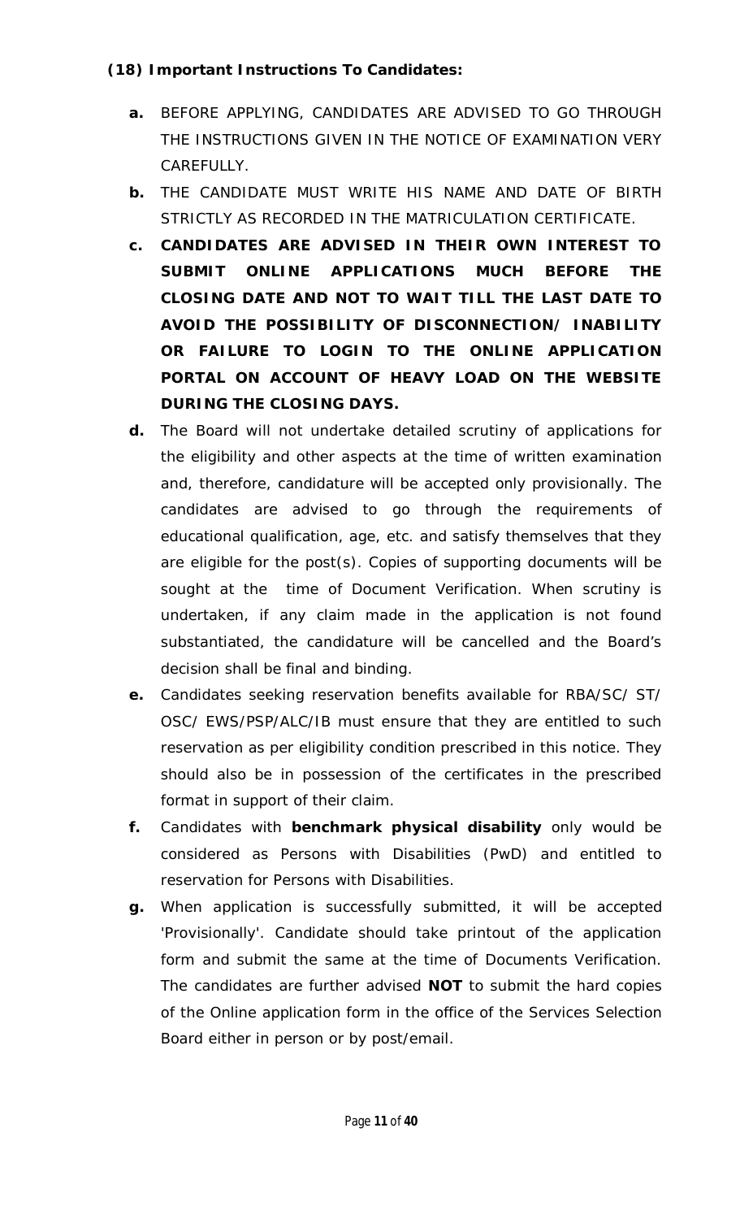**(18) Important Instructions To Candidates:**

- **a.** BEFORE APPLYING, CANDIDATES ARE ADVISED TO GO THROUGH THE INSTRUCTIONS GIVEN IN THE NOTICE OF EXAMINATION VERY CAREFULLY.
- **b.** THE CANDIDATE MUST WRITE HIS NAME AND DATE OF BIRTH STRICTLY AS RECORDED IN THE MATRICULATION CERTIFICATE.
- **c. CANDIDATES ARE ADVISED IN THEIR OWN INTEREST TO SUBMIT ONLINE APPLICATIONS MUCH BEFORE THE CLOSING DATE AND NOT TO WAIT TILL THE LAST DATE TO AVOID THE POSSIBILITY OF DISCONNECTION/ INABILITY OR FAILURE TO LOGIN TO THE ONLINE APPLICATION PORTAL ON ACCOUNT OF HEAVY LOAD ON THE WEBSITE DURING THE CLOSING DAYS.**
- **d.** The Board will not undertake detailed scrutiny of applications for the eligibility and other aspects at the time of written examination and, therefore, candidature will be accepted only provisionally. The candidates are advised to go through the requirements of educational qualification, age, etc. and satisfy themselves that they are eligible for the post(s). Copies of supporting documents will be sought at the time of Document Verification. When scrutiny is undertaken, if any claim made in the application is not found substantiated, the candidature will be cancelled and the Board's decision shall be final and binding.
- **e.** Candidates seeking reservation benefits available for RBA/SC/ ST/ OSC/ EWS/PSP/ALC/IB must ensure that they are entitled to such reservation as per eligibility condition prescribed in this notice. They should also be in possession of the certificates in the prescribed format in support of their claim.
- **f.** Candidates with **benchmark physical disability** only would be considered as Persons with Disabilities (PwD) and entitled to reservation for Persons with Disabilities.
- **g.** When application is successfully submitted, it will be accepted 'Provisionally'. Candidate should take printout of the application form and submit the same at the time of Documents Verification. The candidates are further advised **NOT** to submit the hard copies of the Online application form in the office of the Services Selection Board either in person or by post/email.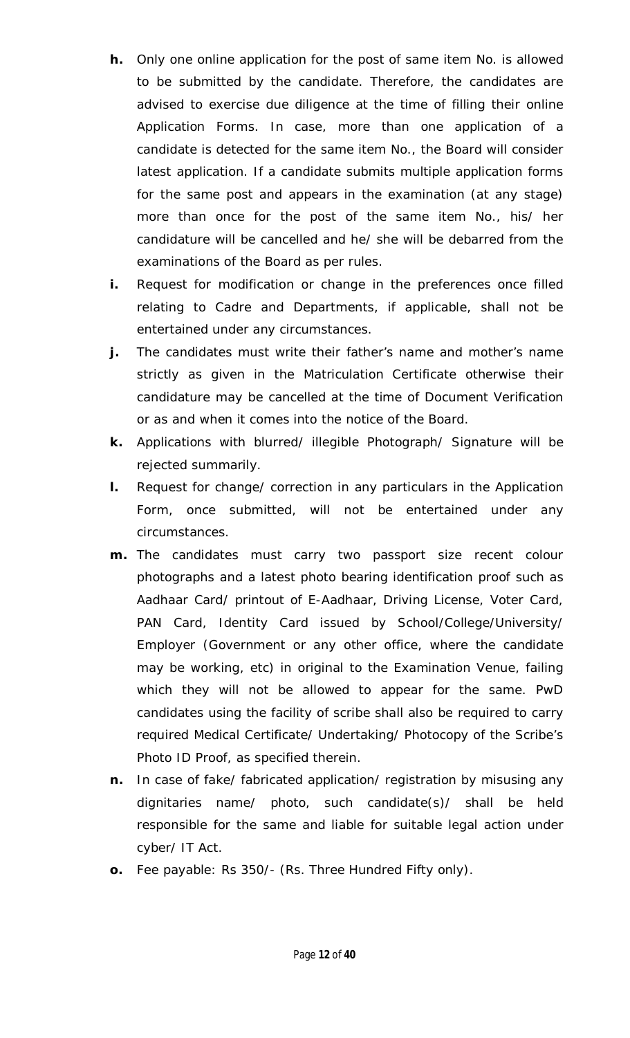**h.** Only one online application for the post of same item No. is allowed to be submitted by the candidate. Therefore, the candidates are advised to exercise due diligence at the time of filling their online Application Forms. In case, more than one application of a candidate is detected for the same item No., the Board will consider latest application. If a candidate submits multiple application forms for the same post and appears in the examination (at any stage) more than once for the post of the same item No., his/ her candidature will be cancelled and he/ she will be debarred from the examinations of the Board as per rules.

**i.** Request for modification or change in the preferences once filled relating to Cadre and Departments, if applicable, shall not be entertained under any circumstances.

**j.** The candidates must write their father's name and mother's name strictly as given in the Matriculation Certificate otherwise their candidature may be cancelled at the time of Document Verification or as and when it comes into the notice of the Board.

**k.** Applications with blurred/ illegible Photograph/ Signature will be rejected summarily.

**l.** Request for change/ correction in any particulars in the Application Form, once submitted, will not be entertained under any circumstances.

**m.** The candidates must carry two passport size recent colour photographs and a latest photo bearing identification proof such as Aadhaar Card/ printout of E-Aadhaar, Driving License, Voter Card, PAN Card, Identity Card issued by School/College/University/ Employer (Government or any other office, where the candidate may be working, etc) in original to the Examination Venue, failing which they will not be allowed to appear for the same. PwD candidates using the facility of scribe shall also be required to carry required Medical Certificate/ Undertaking/ Photocopy of the Scribe's Photo ID Proof, as specified therein.

**n.** In case of fake/ fabricated application/ registration by misusing any dignitaries name/ photo, such candidate(s)/ shall be held responsible for the same and liable for suitable legal action under cyber/ IT Act.

**o.** Fee payable: Rs 350/- (Rs. Three Hundred Fifty only).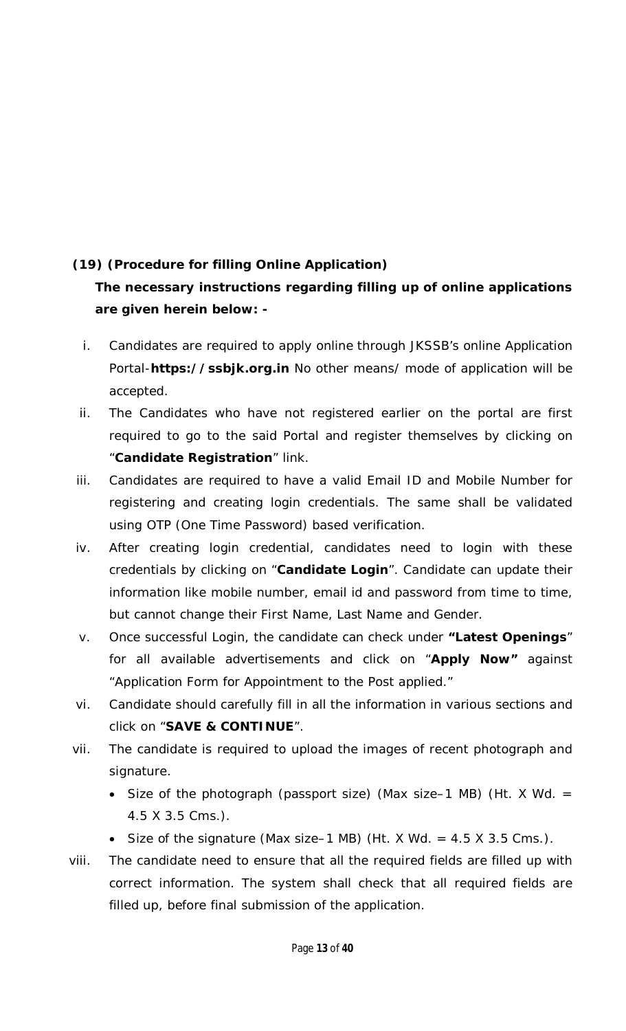**(19) (Procedure for filling Online Application)**

**The necessary instructions regarding filling up of online applications are given herein below: -**

i. Candidates are required to apply online through JKSSB's online Application Portal-**https://ssbjk.org.in** No other means/ mode of application will be accepted.

ii. The Candidates who have not registered earlier on the portal are first required to go to the said Portal and register themselves by clicking on "**Candidate Registration**" link.

iii. Candidates are required to have a valid Email ID and Mobile Number for registering and creating login credentials. The same shall be validated using OTP (One Time Password) based verification.

iv. After creating login credential, candidates need to login with these credentials by clicking on "**Candidate Login**". Candidate can update their information like mobile number, email id and password from time to time, but cannot change their First Name, Last Name and Gender.

v. Once successful Login, the candidate can check under **"Latest Openings**" for all available advertisements and click on "**Apply Now"** against "Application Form for Appointment to the Post applied."

vi. Candidate should carefully fill in all the information in various sections and click on "**SAVE & CONTINUE**".

vii. The candidate is required to upload the images of recent photograph and signature.
   - Size of the photograph (passport size) (Max size–1 MB) (Ht. X Wd. = 4.5 X 3.5 Cms.).
   - Size of the signature (Max size–1 MB) (Ht. X Wd. = 4.5 X 3.5 Cms.).

viii. The candidate need to ensure that all the required fields are filled up with correct information. The system shall check that all required fields are filled up, before final submission of the application.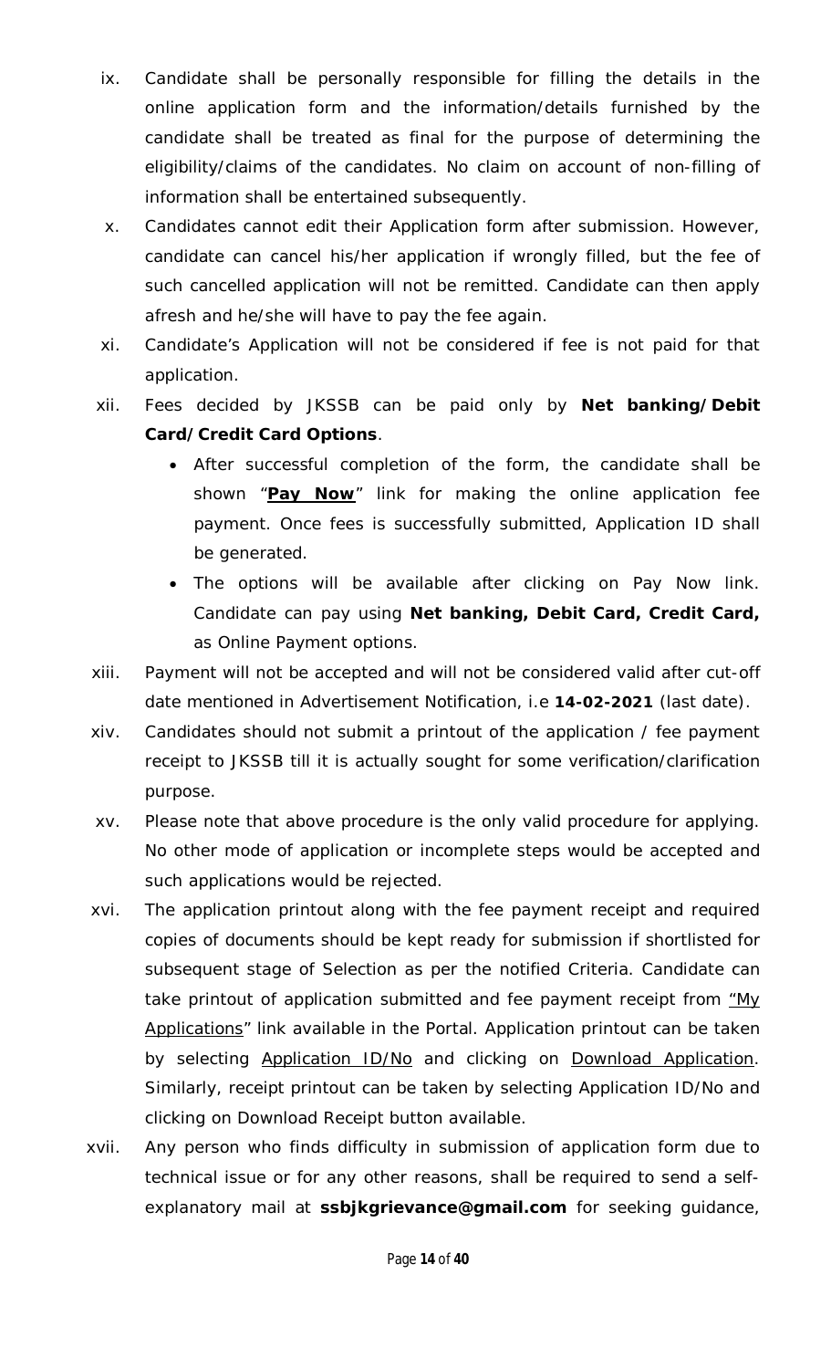ix. Candidate shall be personally responsible for filling the details in the online application form and the information/details furnished by the candidate shall be treated as final for the purpose of determining the eligibility/claims of the candidates. No claim on account of non-filling of information shall be entertained subsequently.

x. Candidates cannot edit their Application form after submission. However, candidate can cancel his/her application if wrongly filled, but the fee of such cancelled application will not be remitted. Candidate can then apply afresh and he/she will have to pay the fee again.

xi. Candidate's Application will not be considered if fee is not paid for that application.

xii. Fees decided by JKSSB can be paid only by **Net banking/Debit Card/Credit Card Options**.

- After successful completion of the form, the candidate shall be shown "**<u>Pay Now</u>**" link for making the online application fee payment. Once fees is successfully submitted, Application ID shall be generated.
- The options will be available after clicking on Pay Now link. Candidate can pay using **Net banking, Debit Card, Credit Card,** as Online Payment options.

xiii. Payment will not be accepted and will not be considered valid after cut-off date mentioned in Advertisement Notification, i.e **14-02-2021** (last date).

xiv. Candidates should not submit a printout of the application / fee payment receipt to JKSSB till it is actually sought for some verification/clarification purpose.

xv. Please note that above procedure is the only valid procedure for applying. No other mode of application or incomplete steps would be accepted and such applications would be rejected.

xvi. The application printout along with the fee payment receipt and required copies of documents should be kept ready for submission if shortlisted for subsequent stage of Selection as per the notified Criteria. Candidate can take printout of application submitted and fee payment receipt from <u>"My Applications"</u> link available in the Portal. Application printout can be taken by selecting <u>Application ID/No</u> and clicking on <u>Download Application</u>. Similarly, receipt printout can be taken by selecting Application ID/No and clicking on Download Receipt button available.

xvii. Any person who finds difficulty in submission of application form due to technical issue or for any other reasons, shall be required to send a self-explanatory mail at **ssbjkgrievance@gmail.com** for seeking guidance,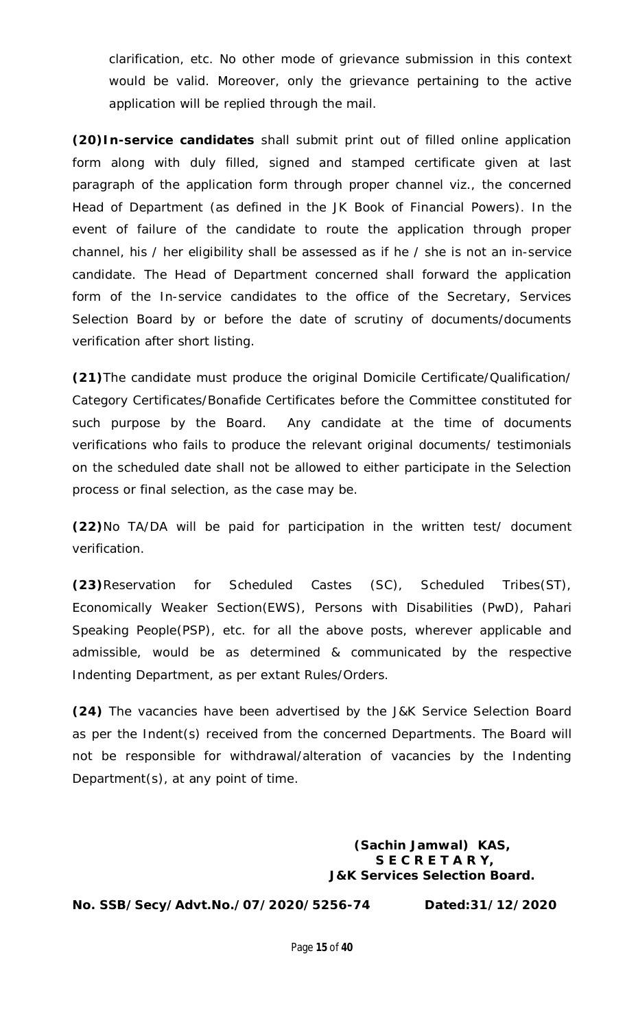clarification, etc. No other mode of grievance submission in this context would be valid. Moreover, only the grievance pertaining to the active application will be replied through the mail.

**(20)In-service candidates** shall submit print out of filled online application form along with duly filled, signed and stamped certificate given at last paragraph of the application form through proper channel viz., the concerned Head of Department (as defined in the JK Book of Financial Powers). In the event of failure of the candidate to route the application through proper channel, his / her eligibility shall be assessed as if he / she is not an in-service candidate. The Head of Department concerned shall forward the application form of the In-service candidates to the office of the Secretary, Services Selection Board by or before the date of scrutiny of documents/documents verification after short listing.

**(21)**The candidate must produce the original Domicile Certificate/Qualification/ Category Certificates/Bonafide Certificates before the Committee constituted for such purpose by the Board. Any candidate at the time of documents verifications who fails to produce the relevant original documents/ testimonials on the scheduled date shall not be allowed to either participate in the Selection process or final selection, as the case may be.

**(22)**No TA/DA will be paid for participation in the written test/ document verification.

**(23)**Reservation for Scheduled Castes (SC), Scheduled Tribes(ST), Economically Weaker Section(EWS), Persons with Disabilities (PwD), Pahari Speaking People(PSP), etc. for all the above posts, wherever applicable and admissible, would be as determined & communicated by the respective Indenting Department, as per extant Rules/Orders.

**(24)** The vacancies have been advertised by the J&K Service Selection Board as per the Indent(s) received from the concerned Departments. The Board will not be responsible for withdrawal/alteration of vacancies by the Indenting Department(s), at any point of time.

**(Sachin Jamwal) KAS,**
**S E C R E T A R Y,**
**J&K Services Selection Board.**

**No. SSB/Secy/Advt.No./07/2020/5256-74 Dated:31/12/2020**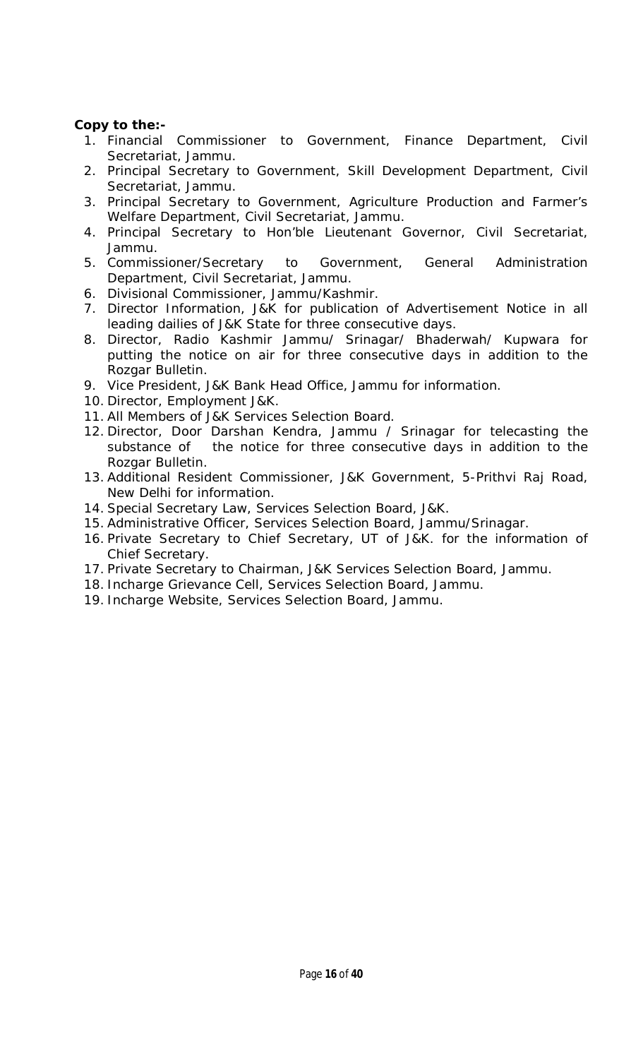**Copy to the:-**

1. Financial Commissioner to Government, Finance Department, Civil Secretariat, Jammu.
2. Principal Secretary to Government, Skill Development Department, Civil Secretariat, Jammu.
3. Principal Secretary to Government, Agriculture Production and Farmer's Welfare Department, Civil Secretariat, Jammu.
4. Principal Secretary to Hon'ble Lieutenant Governor, Civil Secretariat, Jammu.
5. Commissioner/Secretary to Government, General Administration Department, Civil Secretariat, Jammu.
6. Divisional Commissioner, Jammu/Kashmir.
7. Director Information, J&K for publication of Advertisement Notice in all leading dailies of J&K State for three consecutive days.
8. Director, Radio Kashmir Jammu/ Srinagar/ Bhaderwah/ Kupwara for putting the notice on air for three consecutive days in addition to the Rozgar Bulletin.
9. Vice President, J&K Bank Head Office, Jammu for information.
10. Director, Employment J&K.
11. All Members of J&K Services Selection Board.
12. Director, Door Darshan Kendra, Jammu / Srinagar for telecasting the substance of the notice for three consecutive days in addition to the Rozgar Bulletin.
13. Additional Resident Commissioner, J&K Government, 5-Prithvi Raj Road, New Delhi for information.
14. Special Secretary Law, Services Selection Board, J&K.
15. Administrative Officer, Services Selection Board, Jammu/Srinagar.
16. Private Secretary to Chief Secretary, UT of J&K. for the information of Chief Secretary.
17. Private Secretary to Chairman, J&K Services Selection Board, Jammu.
18. Incharge Grievance Cell, Services Selection Board, Jammu.
19. Incharge Website, Services Selection Board, Jammu.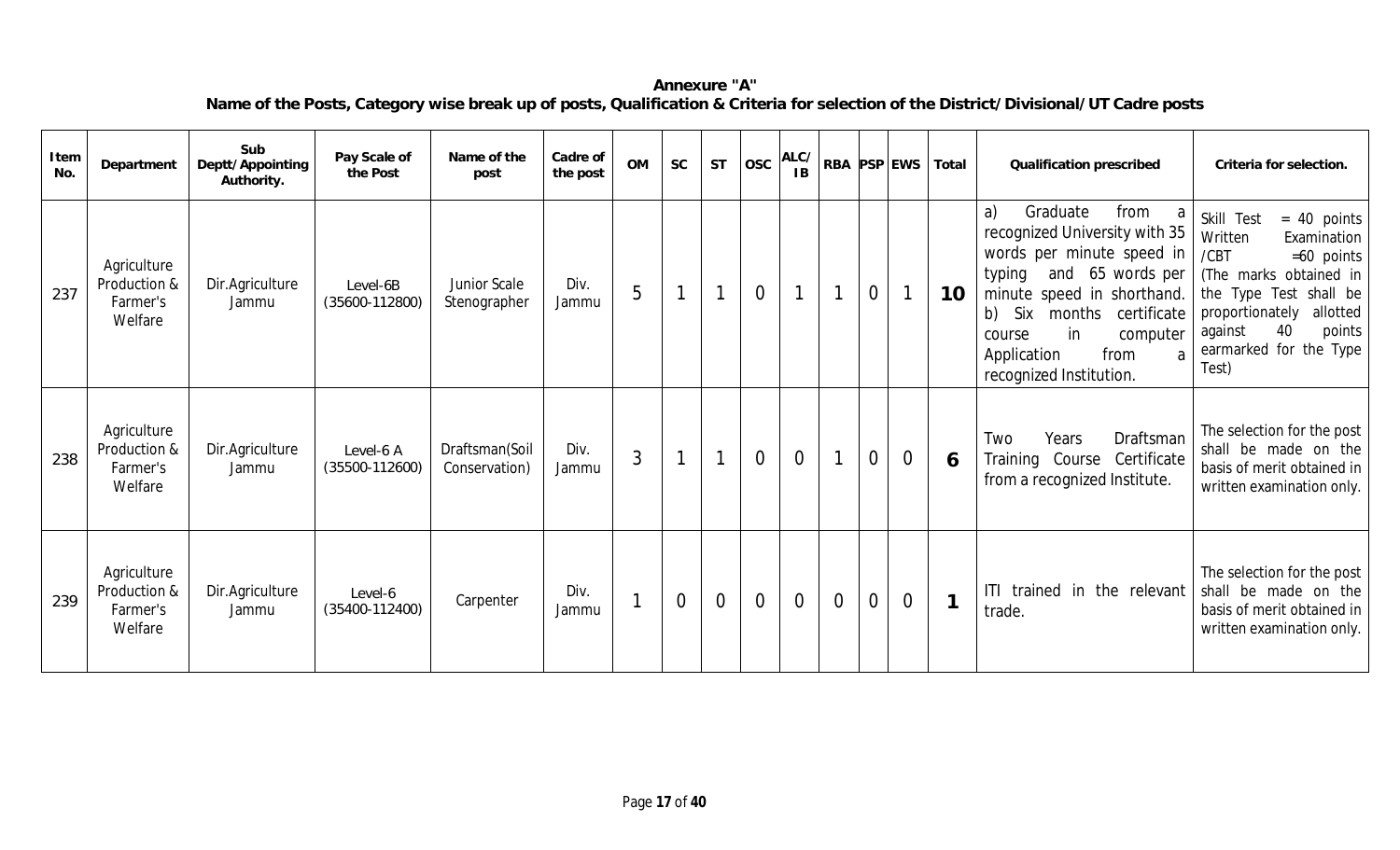**Annexure "A"**

**Name of the Posts, Category wise break up of posts, Qualification & Criteria for selection of the District/Divisional/UT Cadre posts**

| Item No. | Department | Sub Deptt/Appointing Authority. | Pay Scale of the Post | Name of the post | Cadre of the post | OM | SC | ST | OSC | ALC/IB | RBA | PSP | EWS | Total | Qualification prescribed | Criteria for selection. |
|---|---|---|---|---|---|---|---|---|---|---|---|---|---|---|---|---|
| 237 | Agriculture Production & Farmer's Welfare | Dir.Agriculture Jammu | Level-6B (35600-112800) | Junior Scale Stenographer | Div. Jammu | 5 | 1 | 1 | 0 | 1 | 1 | 0 | 1 | **10** | a) Graduate from a recognized University with 35 words per minute speed in typing and 65 words per minute speed in shorthand. b) Six months certificate course in computer Application from a recognized Institution. | Skill Test = 40 points Written Examination /CBT =60 points (The marks obtained in the Type Test shall be proportionately allotted against 40 points earmarked for the Type Test) |
| 238 | Agriculture Production & Farmer's Welfare | Dir.Agriculture Jammu | Level-6 A (35500-112600) | Draftsman(Soil Conservation) | Div. Jammu | 3 | 1 | 1 | 0 | 0 | 1 | 0 | 0 | **6** | Two Years Draftsman Training Course Certificate from a recognized Institute. | The selection for the post shall be made on the basis of merit obtained in written examination only. |
| 239 | Agriculture Production & Farmer's Welfare | Dir.Agriculture Jammu | Level-6 (35400-112400) | Carpenter | Div. Jammu | 1 | 0 | 0 | 0 | 0 | 0 | 0 | 0 | **1** | ITI trained in the relevant trade. | The selection for the post shall be made on the basis of merit obtained in written examination only. |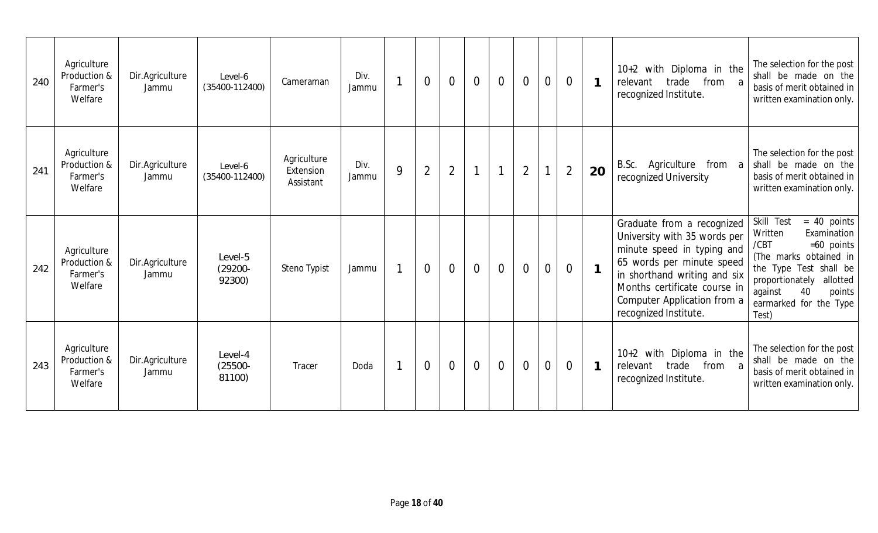| | | | | | | | | | | | | | | | | |
|---|---|---|---|---|---|---|---|---|---|---|---|---|---|---|---|---|
| 240 | Agriculture Production & Farmer's Welfare | Dir.Agriculture Jammu | Level-6 (35400-112400) | Cameraman | Div. Jammu | 1 | 0 | 0 | 0 | 0 | 0 | 0 | 0 | **1** | 10+2 with Diploma in the relevant trade from a recognized Institute. | The selection for the post shall be made on the basis of merit obtained in written examination only. |
| 241 | Agriculture Production & Farmer's Welfare | Dir.Agriculture Jammu | Level-6 (35400-112400) | Agriculture Extension Assistant | Div. Jammu | 9 | 2 | 2 | 1 | 1 | 2 | 1 | 2 | **20** | B.Sc. Agriculture from a recognized University | The selection for the post shall be made on the basis of merit obtained in written examination only. |
| 242 | Agriculture Production & Farmer's Welfare | Dir.Agriculture Jammu | Level-5 (29200-92300) | Steno Typist | Jammu | 1 | 0 | 0 | 0 | 0 | 0 | 0 | 0 | **1** | Graduate from a recognized University with 35 words per minute speed in typing and 65 words per minute speed in shorthand writing and six Months certificate course in Computer Application from a recognized Institute. | Skill Test = 40 points Written Examination /CBT =60 points (The marks obtained in the Type Test shall be proportionately allotted against 40 points earmarked for the Type Test) |
| 243 | Agriculture Production & Farmer's Welfare | Dir.Agriculture Jammu | Level-4 (25500-81100) | Tracer | Doda | 1 | 0 | 0 | 0 | 0 | 0 | 0 | 0 | **1** | 10+2 with Diploma in the relevant trade from a recognized Institute. | The selection for the post shall be made on the basis of merit obtained in written examination only. |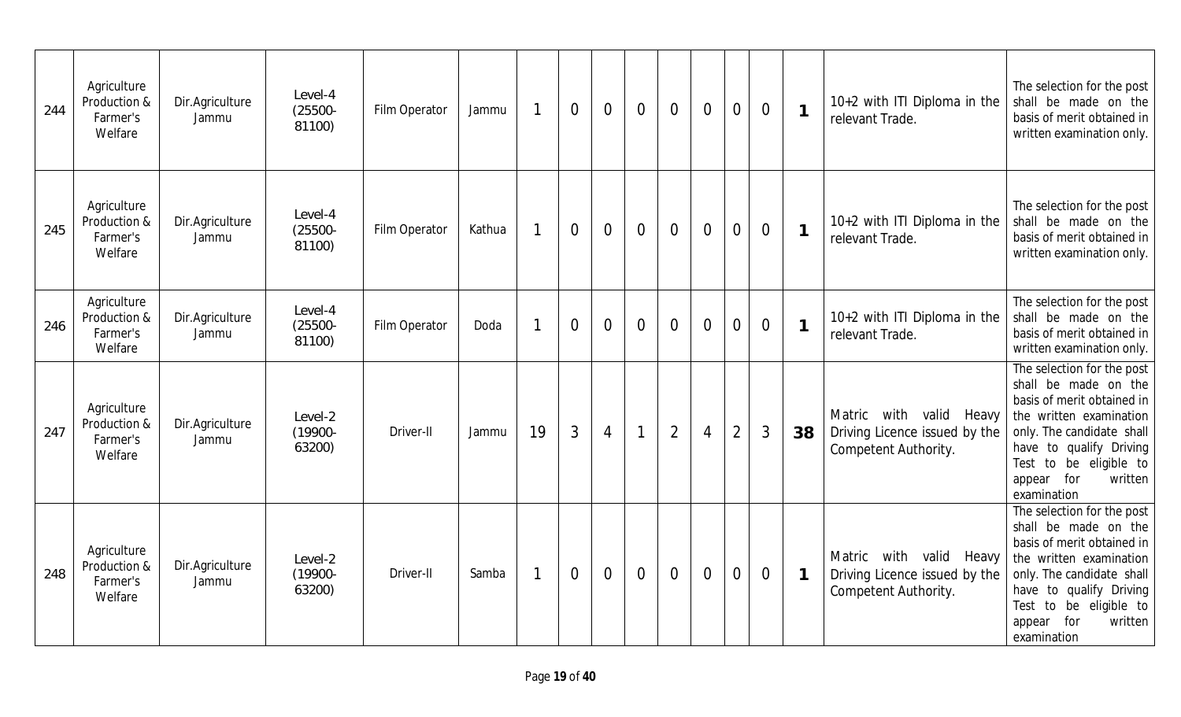| | | | | | | | | | | | | | | | | |
|---|---|---|---|---|---|---|---|---|---|---|---|---|---|---|---|---|
| 244 | Agriculture Production & Farmer's Welfare | Dir.Agriculture Jammu | Level-4 (25500-81100) | Film Operator | Jammu | 1 | 0 | 0 | 0 | 0 | 0 | 0 | 0 | **1** | 10+2 with ITI Diploma in the relevant Trade. | The selection for the post shall be made on the basis of merit obtained in written examination only. |
| 245 | Agriculture Production & Farmer's Welfare | Dir.Agriculture Jammu | Level-4 (25500-81100) | Film Operator | Kathua | 1 | 0 | 0 | 0 | 0 | 0 | 0 | 0 | **1** | 10+2 with ITI Diploma in the relevant Trade. | The selection for the post shall be made on the basis of merit obtained in written examination only. |
| 246 | Agriculture Production & Farmer's Welfare | Dir.Agriculture Jammu | Level-4 (25500-81100) | Film Operator | Doda | 1 | 0 | 0 | 0 | 0 | 0 | 0 | 0 | **1** | 10+2 with ITI Diploma in the relevant Trade. | The selection for the post shall be made on the basis of merit obtained in written examination only. |
| 247 | Agriculture Production & Farmer's Welfare | Dir.Agriculture Jammu | Level-2 (19900-63200) | Driver-II | Jammu | 19 | 3 | 4 | 1 | 2 | 4 | 2 | 3 | **38** | Matric with valid Heavy Driving Licence issued by the Competent Authority. | The selection for the post shall be made on the basis of merit obtained in the written examination only. The candidate shall have to qualify Driving Test to be eligible to appear for written examination |
| 248 | Agriculture Production & Farmer's Welfare | Dir.Agriculture Jammu | Level-2 (19900-63200) | Driver-II | Samba | 1 | 0 | 0 | 0 | 0 | 0 | 0 | 0 | **1** | Matric with valid Heavy Driving Licence issued by the Competent Authority. | The selection for the post shall be made on the basis of merit obtained in the written examination only. The candidate shall have to qualify Driving Test to be eligible to appear for written examination |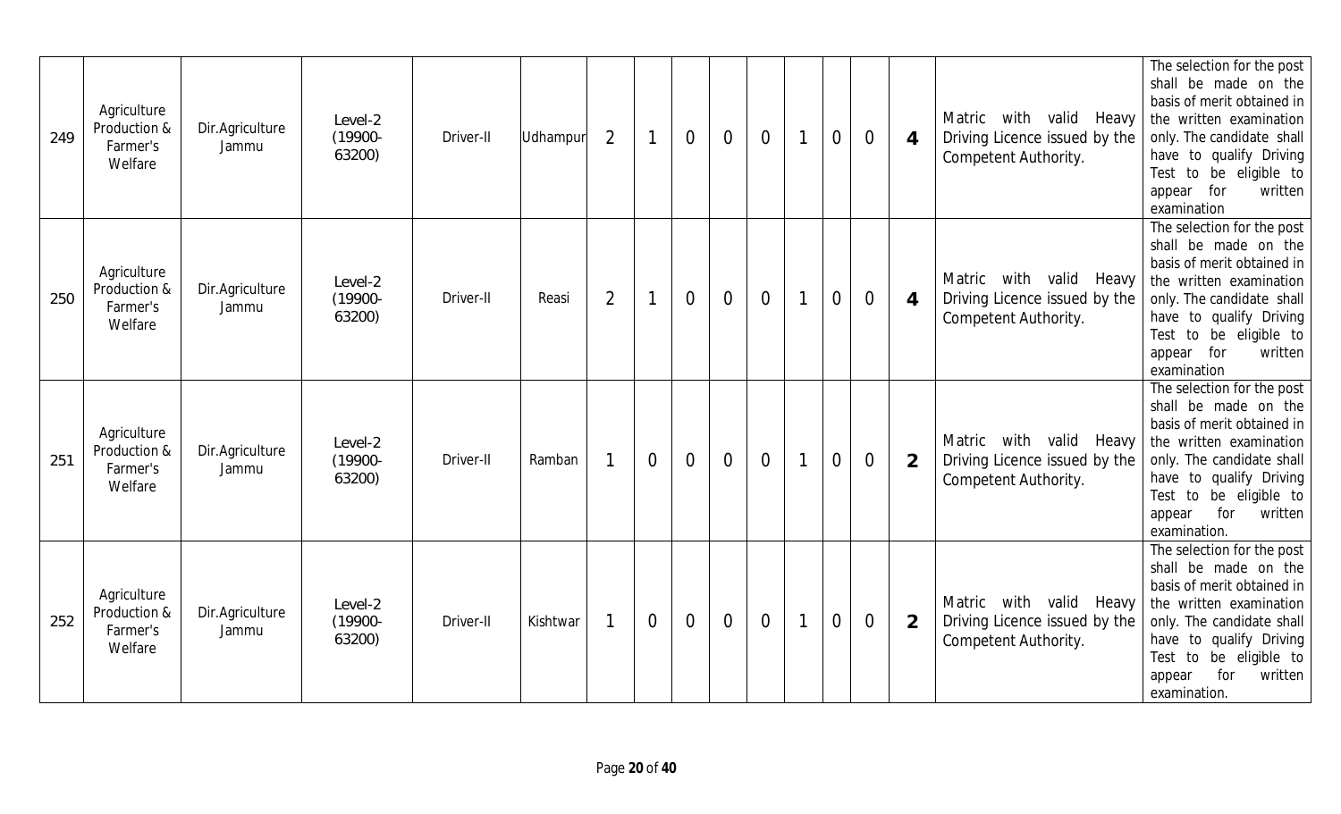| | | | | | | | | | | | | | | | | |
|---|---|---|---|---|---|---|---|---|---|---|---|---|---|---|---|---|
| 249 | Agriculture Production & Farmer's Welfare | Dir.Agriculture Jammu | Level-2 (19900-63200) | Driver-II | Udhampur | 2 | 1 | 0 | 0 | 0 | 1 | 0 | 0 | 4 | Matric with valid Heavy Driving Licence issued by the Competent Authority. | The selection for the post shall be made on the basis of merit obtained in the written examination only. The candidate shall have to qualify Driving Test to be eligible to appear for written examination |
| 250 | Agriculture Production & Farmer's Welfare | Dir.Agriculture Jammu | Level-2 (19900-63200) | Driver-II | Reasi | 2 | 1 | 0 | 0 | 0 | 1 | 0 | 0 | 4 | Matric with valid Heavy Driving Licence issued by the Competent Authority. | The selection for the post shall be made on the basis of merit obtained in the written examination only. The candidate shall have to qualify Driving Test to be eligible to appear for written examination |
| 251 | Agriculture Production & Farmer's Welfare | Dir.Agriculture Jammu | Level-2 (19900-63200) | Driver-II | Ramban | 1 | 0 | 0 | 0 | 0 | 1 | 0 | 0 | 2 | Matric with valid Heavy Driving Licence issued by the Competent Authority. | The selection for the post shall be made on the basis of merit obtained in the written examination only. The candidate shall have to qualify Driving Test to be eligible to appear for written examination. |
| 252 | Agriculture Production & Farmer's Welfare | Dir.Agriculture Jammu | Level-2 (19900-63200) | Driver-II | Kishtwar | 1 | 0 | 0 | 0 | 0 | 1 | 0 | 0 | 2 | Matric with valid Heavy Driving Licence issued by the Competent Authority. | The selection for the post shall be made on the basis of merit obtained in the written examination only. The candidate shall have to qualify Driving Test to be eligible to appear for written examination. |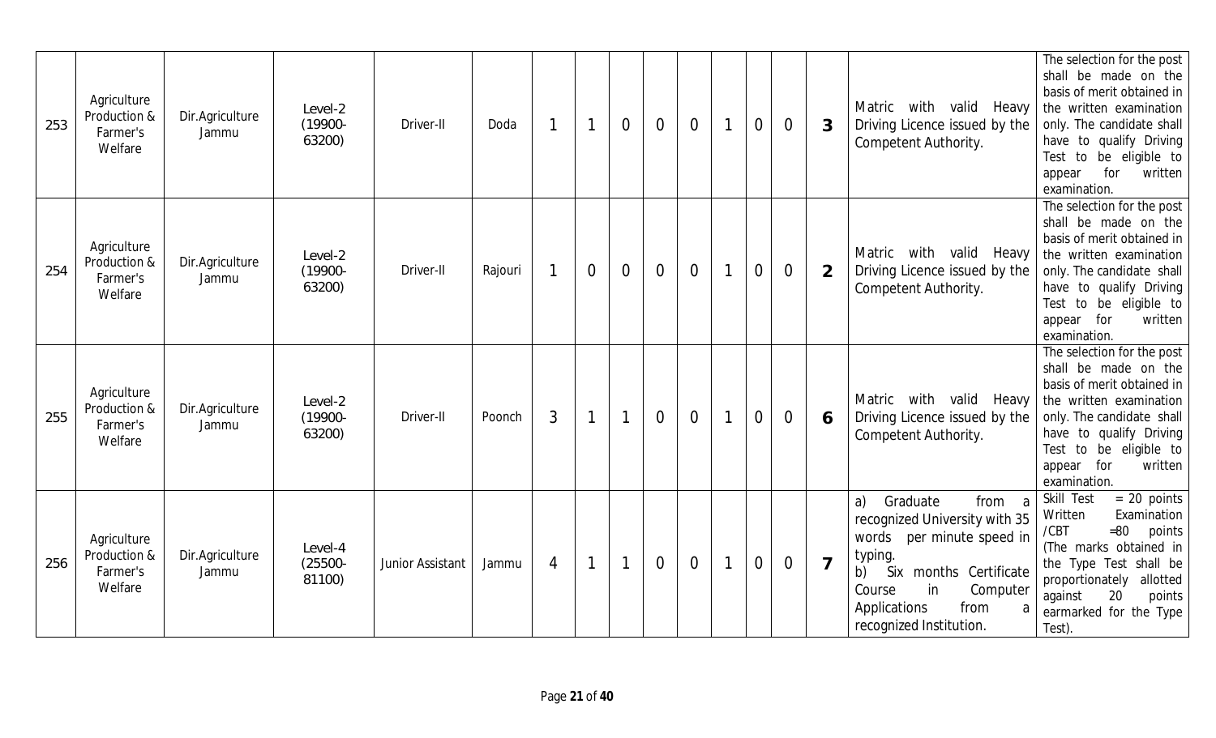| | | | | | | | | | | | | | | | | |
|---|---|---|---|---|---|---|---|---|---|---|---|---|---|---|---|---|
| 253 | Agriculture Production & Farmer's Welfare | Dir.Agriculture Jammu | Level-2 (19900-63200) | Driver-II | Doda | 1 | 1 | 0 | 0 | 0 | 1 | 0 | 0 | 3 | Matric with valid Heavy Driving Licence issued by the Competent Authority. | The selection for the post shall be made on the basis of merit obtained in the written examination only. The candidate shall have to qualify Driving Test to be eligible to appear for written examination. |
| 254 | Agriculture Production & Farmer's Welfare | Dir.Agriculture Jammu | Level-2 (19900-63200) | Driver-II | Rajouri | 1 | 0 | 0 | 0 | 0 | 1 | 0 | 0 | 2 | Matric with valid Heavy Driving Licence issued by the Competent Authority. | The selection for the post shall be made on the basis of merit obtained in the written examination only. The candidate shall have to qualify Driving Test to be eligible to appear for written examination. |
| 255 | Agriculture Production & Farmer's Welfare | Dir.Agriculture Jammu | Level-2 (19900-63200) | Driver-II | Poonch | 3 | 1 | 1 | 0 | 0 | 1 | 0 | 0 | 6 | Matric with valid Heavy Driving Licence issued by the Competent Authority. | The selection for the post shall be made on the basis of merit obtained in the written examination only. The candidate shall have to qualify Driving Test to be eligible to appear for written examination. |
| 256 | Agriculture Production & Farmer's Welfare | Dir.Agriculture Jammu | Level-4 (25500-81100) | Junior Assistant | Jammu | 4 | 1 | 1 | 0 | 0 | 1 | 0 | 0 | 7 | a) Graduate from a recognized University with 35 words per minute speed in typing. b) Six months Certificate Course in Computer Applications from a recognized Institution. | Skill Test = 20 points Written Examination /CBT =80 points (The marks obtained in the Type Test shall be proportionately allotted against 20 points earmarked for the Type Test). |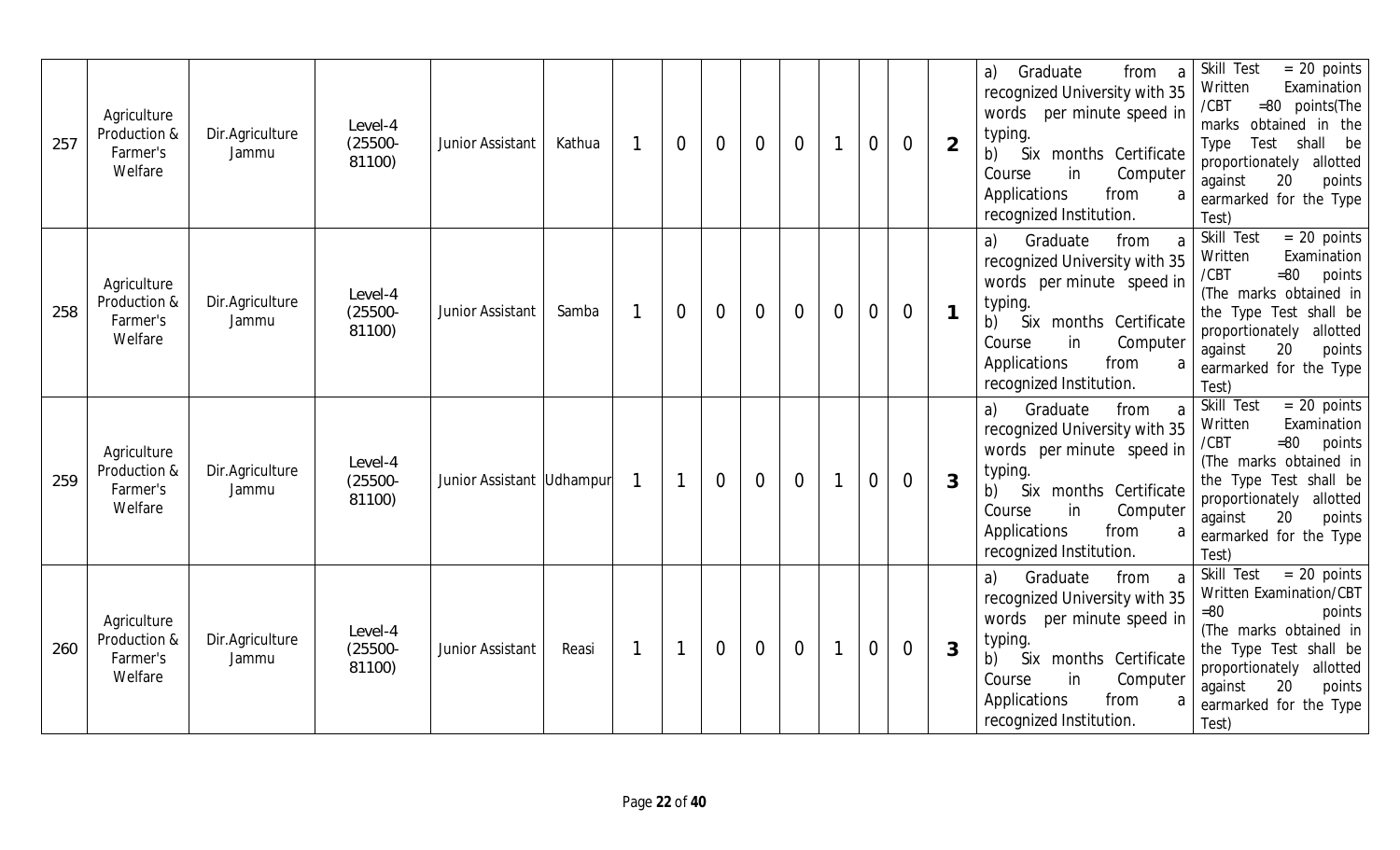| 257 | Agriculture Production & Farmer's Welfare | Dir.Agriculture Jammu | Level-4 (25500-81100) | Junior Assistant | Kathua | 1 | 0 | 0 | 0 | 0 | 1 | 0 | 0 | **2** | a) Graduate from a recognized University with 35 words per minute speed in typing. b) Six months Certificate Course in Computer Applications from a recognized Institution. | Skill Test = 20 points Written Examination /CBT =80 points(The marks obtained in the Type Test shall be proportionately allotted against 20 points earmarked for the Type Test) |
|---|---|---|---|---|---|---|---|---|---|---|---|---|---|---|---|---|
| 258 | Agriculture Production & Farmer's Welfare | Dir.Agriculture Jammu | Level-4 (25500-81100) | Junior Assistant | Samba | 1 | 0 | 0 | 0 | 0 | 0 | 0 | 0 | **1** | a) Graduate from a recognized University with 35 words per minute speed in typing. b) Six months Certificate Course in Computer Applications from a recognized Institution. | Skill Test = 20 points Written Examination /CBT =80 points (The marks obtained in the Type Test shall be proportionately allotted against 20 points earmarked for the Type Test) |
| 259 | Agriculture Production & Farmer's Welfare | Dir.Agriculture Jammu | Level-4 (25500-81100) | Junior Assistant | Udhampur | 1 | 1 | 0 | 0 | 0 | 1 | 0 | 0 | **3** | a) Graduate from a recognized University with 35 words per minute speed in typing. b) Six months Certificate Course in Computer Applications from a recognized Institution. | Skill Test = 20 points Written Examination /CBT =80 points (The marks obtained in the Type Test shall be proportionately allotted against 20 points earmarked for the Type Test) |
| 260 | Agriculture Production & Farmer's Welfare | Dir.Agriculture Jammu | Level-4 (25500-81100) | Junior Assistant | Reasi | 1 | 1 | 0 | 0 | 0 | 1 | 0 | 0 | **3** | a) Graduate from a recognized University with 35 words per minute speed in typing. b) Six months Certificate Course in Computer Applications from a recognized Institution. | Skill Test = 20 points Written Examination/CBT =80 points (The marks obtained in the Type Test shall be proportionately allotted against 20 points earmarked for the Type Test) |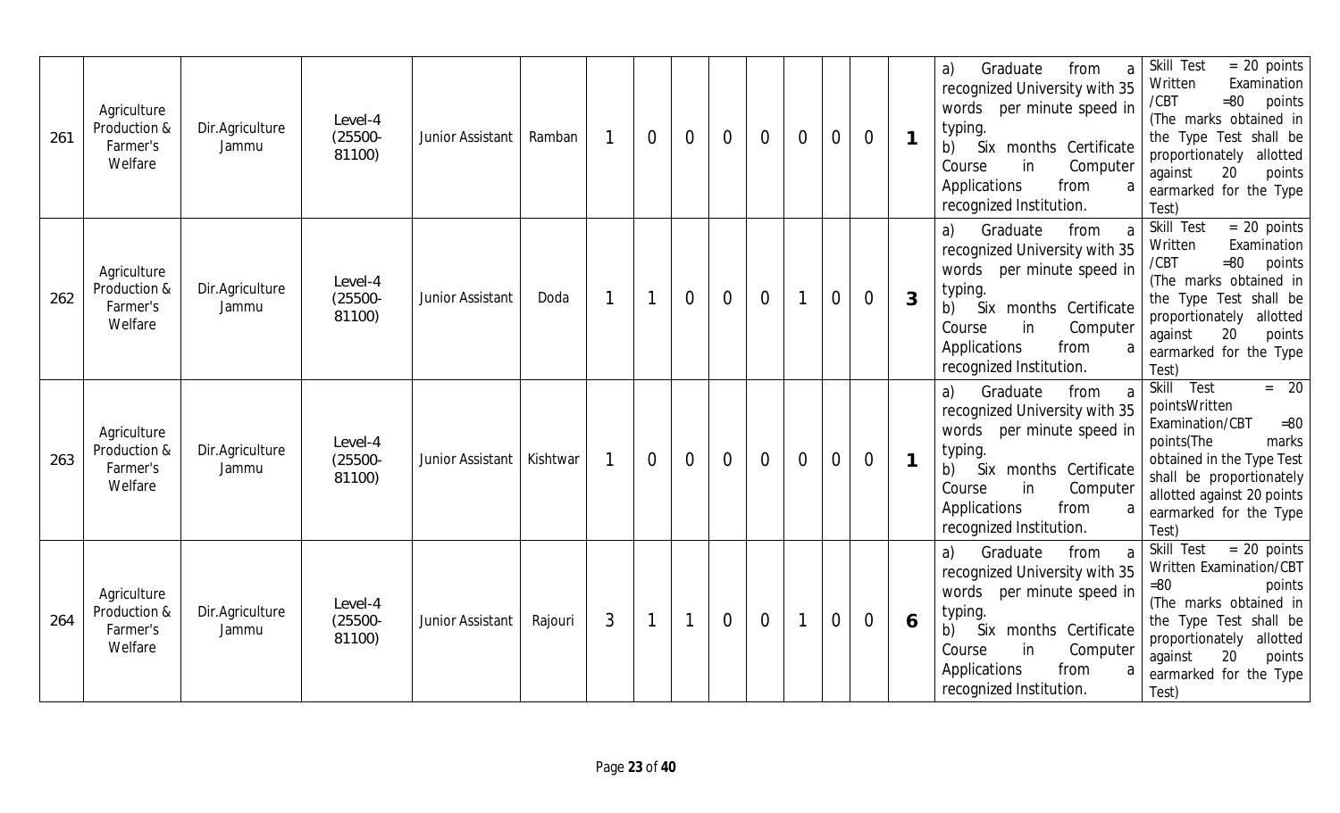| | | | | | | | | | | | | | | | |
|---|---|---|---|---|---|---|---|---|---|---|---|---|---|---|---|
| 261 | Agriculture Production & Farmer's Welfare | Dir.Agriculture Jammu | Level-4 (25500-81100) | Junior Assistant | Ramban | 1 | 0 | 0 | 0 | 0 | 0 | 0 | 0 | **1** | a) Graduate from a recognized University with 35 words per minute speed in typing.<br>b) Six months Certificate Course in Computer Applications from a recognized Institution. | Skill Test = 20 points Written Examination /CBT =80 points (The marks obtained in the Type Test shall be proportionately allotted against 20 points earmarked for the Type Test) |
| 262 | Agriculture Production & Farmer's Welfare | Dir.Agriculture Jammu | Level-4 (25500-81100) | Junior Assistant | Doda | 1 | 1 | 0 | 0 | 0 | 1 | 0 | 0 | **3** | a) Graduate from a recognized University with 35 words per minute speed in typing.<br>b) Six months Certificate Course in Computer Applications from a recognized Institution. | Skill Test = 20 points Written Examination /CBT =80 points (The marks obtained in the Type Test shall be proportionately allotted against 20 points earmarked for the Type Test) |
| 263 | Agriculture Production & Farmer's Welfare | Dir.Agriculture Jammu | Level-4 (25500-81100) | Junior Assistant | Kishtwar | 1 | 0 | 0 | 0 | 0 | 0 | 0 | 0 | **1** | a) Graduate from a recognized University with 35 words per minute speed in typing.<br>b) Six months Certificate Course in Computer Applications from a recognized Institution. | Skill Test = 20 pointsWritten Examination/CBT =80 points(The marks obtained in the Type Test shall be proportionately allotted against 20 points earmarked for the Type Test) |
| 264 | Agriculture Production & Farmer's Welfare | Dir.Agriculture Jammu | Level-4 (25500-81100) | Junior Assistant | Rajouri | 3 | 1 | 1 | 0 | 0 | 1 | 0 | 0 | **6** | a) Graduate from a recognized University with 35 words per minute speed in typing.<br>b) Six months Certificate Course in Computer Applications from a recognized Institution. | Skill Test = 20 points Written Examination/CBT =80 points (The marks obtained in the Type Test shall be proportionately allotted against 20 points earmarked for the Type Test) |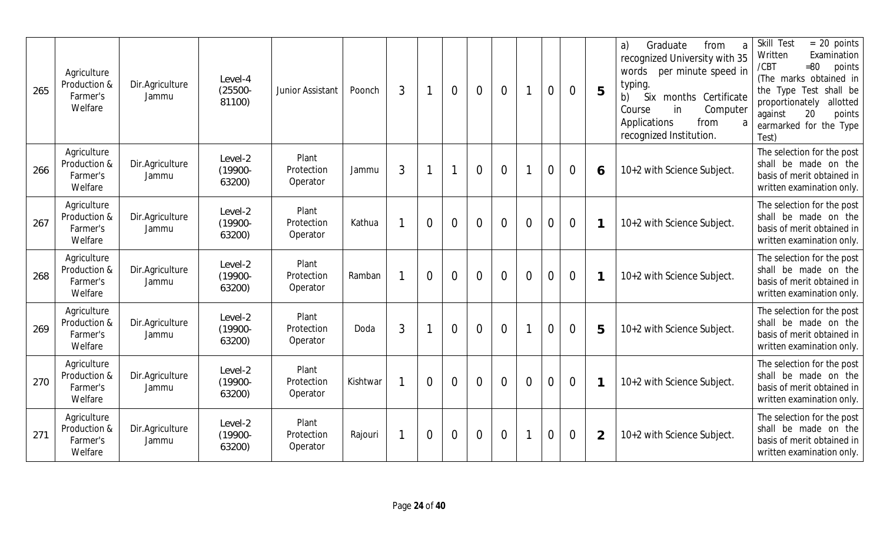| | | | | | | | | | | | | | | | | |
|---|---|---|---|---|---|---|---|---|---|---|---|---|---|---|---|---|
| 265 | Agriculture Production & Farmer's Welfare | Dir.Agriculture Jammu | Level-4 (25500-81100) | Junior Assistant | Poonch | 3 | 1 | 0 | 0 | 0 | 1 | 0 | 0 | **5** | a) Graduate from a recognized University with 35 words per minute speed in typing.<br>b) Six months Certificate Course in Computer Applications from a recognized Institution. | Skill Test = 20 points Written Examination /CBT =80 points (The marks obtained in the Type Test shall be proportionately allotted against 20 points earmarked for the Type Test) |
| 266 | Agriculture Production & Farmer's Welfare | Dir.Agriculture Jammu | Level-2 (19900-63200) | Plant Protection Operator | Jammu | 3 | 1 | 1 | 0 | 0 | 1 | 0 | 0 | **6** | 10+2 with Science Subject. | The selection for the post shall be made on the basis of merit obtained in written examination only. |
| 267 | Agriculture Production & Farmer's Welfare | Dir.Agriculture Jammu | Level-2 (19900-63200) | Plant Protection Operator | Kathua | 1 | 0 | 0 | 0 | 0 | 0 | 0 | 0 | **1** | 10+2 with Science Subject. | The selection for the post shall be made on the basis of merit obtained in written examination only. |
| 268 | Agriculture Production & Farmer's Welfare | Dir.Agriculture Jammu | Level-2 (19900-63200) | Plant Protection Operator | Ramban | 1 | 0 | 0 | 0 | 0 | 0 | 0 | 0 | **1** | 10+2 with Science Subject. | The selection for the post shall be made on the basis of merit obtained in written examination only. |
| 269 | Agriculture Production & Farmer's Welfare | Dir.Agriculture Jammu | Level-2 (19900-63200) | Plant Protection Operator | Doda | 3 | 1 | 0 | 0 | 0 | 1 | 0 | 0 | **5** | 10+2 with Science Subject. | The selection for the post shall be made on the basis of merit obtained in written examination only. |
| 270 | Agriculture Production & Farmer's Welfare | Dir.Agriculture Jammu | Level-2 (19900-63200) | Plant Protection Operator | Kishtwar | 1 | 0 | 0 | 0 | 0 | 0 | 0 | 0 | **1** | 10+2 with Science Subject. | The selection for the post shall be made on the basis of merit obtained in written examination only. |
| 271 | Agriculture Production & Farmer's Welfare | Dir.Agriculture Jammu | Level-2 (19900-63200) | Plant Protection Operator | Rajouri | 1 | 0 | 0 | 0 | 0 | 1 | 0 | 0 | **2** | 10+2 with Science Subject. | The selection for the post shall be made on the basis of merit obtained in written examination only. |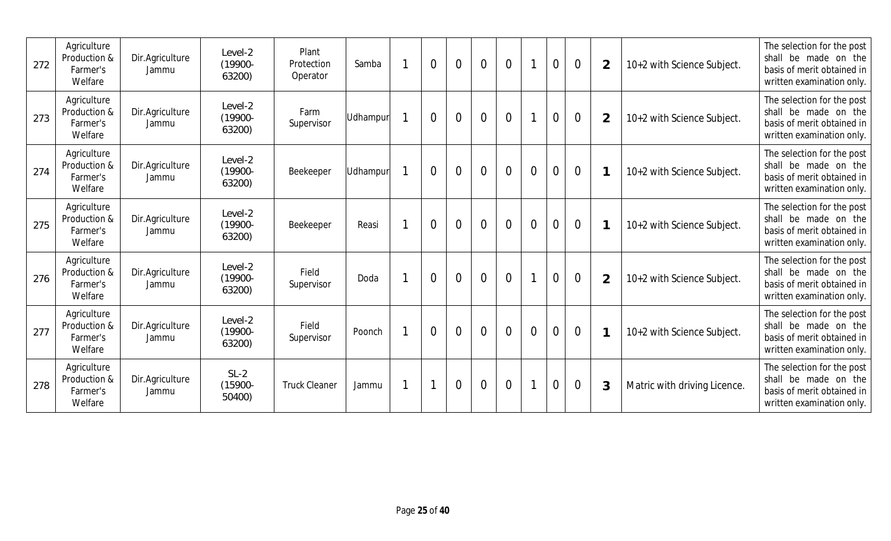| | | | | | | | | | | | | | | | | |
|---|---|---|---|---|---|---|---|---|---|---|---|---|---|---|---|---|
| 272 | Agriculture Production & Farmer's Welfare | Dir.Agriculture Jammu | Level-2 (19900-63200) | Plant Protection Operator | Samba | 1 | 0 | 0 | 0 | 0 | 1 | 0 | 0 | **2** | 10+2 with Science Subject. | The selection for the post shall be made on the basis of merit obtained in written examination only. |
| 273 | Agriculture Production & Farmer's Welfare | Dir.Agriculture Jammu | Level-2 (19900-63200) | Farm Supervisor | Udhampur | 1 | 0 | 0 | 0 | 0 | 1 | 0 | 0 | **2** | 10+2 with Science Subject. | The selection for the post shall be made on the basis of merit obtained in written examination only. |
| 274 | Agriculture Production & Farmer's Welfare | Dir.Agriculture Jammu | Level-2 (19900-63200) | Beekeeper | Udhampur | 1 | 0 | 0 | 0 | 0 | 0 | 0 | 0 | **1** | 10+2 with Science Subject. | The selection for the post shall be made on the basis of merit obtained in written examination only. |
| 275 | Agriculture Production & Farmer's Welfare | Dir.Agriculture Jammu | Level-2 (19900-63200) | Beekeeper | Reasi | 1 | 0 | 0 | 0 | 0 | 0 | 0 | 0 | **1** | 10+2 with Science Subject. | The selection for the post shall be made on the basis of merit obtained in written examination only. |
| 276 | Agriculture Production & Farmer's Welfare | Dir.Agriculture Jammu | Level-2 (19900-63200) | Field Supervisor | Doda | 1 | 0 | 0 | 0 | 0 | 1 | 0 | 0 | **2** | 10+2 with Science Subject. | The selection for the post shall be made on the basis of merit obtained in written examination only. |
| 277 | Agriculture Production & Farmer's Welfare | Dir.Agriculture Jammu | Level-2 (19900-63200) | Field Supervisor | Poonch | 1 | 0 | 0 | 0 | 0 | 0 | 0 | 0 | **1** | 10+2 with Science Subject. | The selection for the post shall be made on the basis of merit obtained in written examination only. |
| 278 | Agriculture Production & Farmer's Welfare | Dir.Agriculture Jammu | SL-2 (15900-50400) | Truck Cleaner | Jammu | 1 | 1 | 0 | 0 | 0 | 1 | 0 | 0 | **3** | Matric with driving Licence. | The selection for the post shall be made on the basis of merit obtained in written examination only. |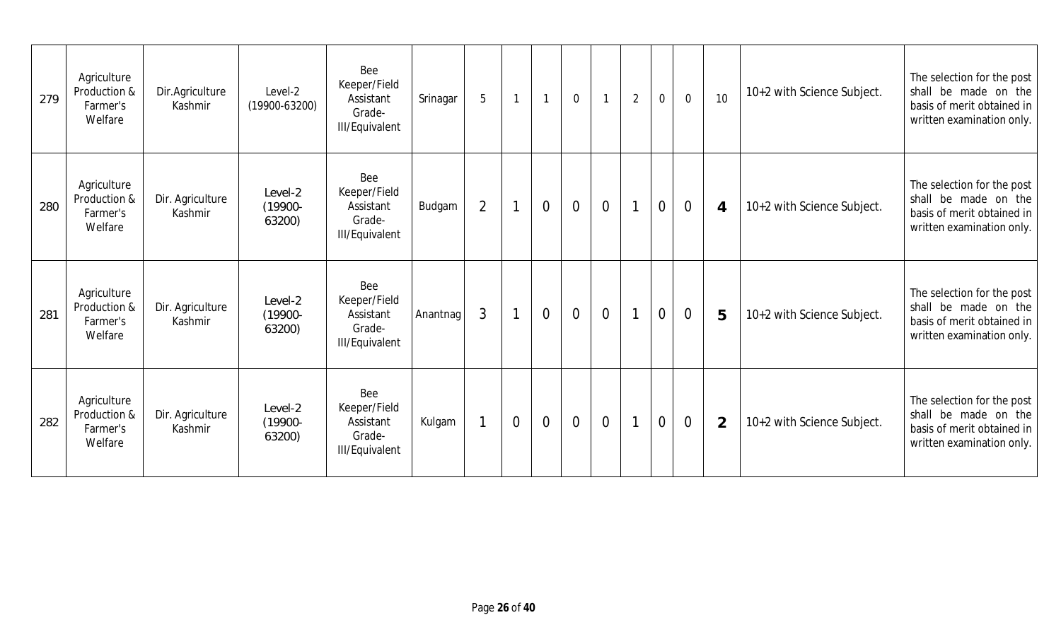| | | | | | | | | | | | | | | | | |
|---|---|---|---|---|---|---|---|---|---|---|---|---|---|---|---|---|
| 279 | Agriculture Production & Farmer's Welfare | Dir.Agriculture Kashmir | Level-2 (19900-63200) | Bee Keeper/Field Assistant Grade-III/Equivalent | Srinagar | 5 | 1 | 1 | 0 | 1 | 2 | 0 | 0 | 10 | 10+2 with Science Subject. | The selection for the post shall be made on the basis of merit obtained in written examination only. |
| 280 | Agriculture Production & Farmer's Welfare | Dir. Agriculture Kashmir | Level-2 (19900-63200) | Bee Keeper/Field Assistant Grade-III/Equivalent | Budgam | 2 | 1 | 0 | 0 | 0 | 1 | 0 | 0 | 4 | 10+2 with Science Subject. | The selection for the post shall be made on the basis of merit obtained in written examination only. |
| 281 | Agriculture Production & Farmer's Welfare | Dir. Agriculture Kashmir | Level-2 (19900-63200) | Bee Keeper/Field Assistant Grade-III/Equivalent | Anantnag | 3 | 1 | 0 | 0 | 0 | 1 | 0 | 0 | 5 | 10+2 with Science Subject. | The selection for the post shall be made on the basis of merit obtained in written examination only. |
| 282 | Agriculture Production & Farmer's Welfare | Dir. Agriculture Kashmir | Level-2 (19900-63200) | Bee Keeper/Field Assistant Grade-III/Equivalent | Kulgam | 1 | 0 | 0 | 0 | 0 | 1 | 0 | 0 | 2 | 10+2 with Science Subject. | The selection for the post shall be made on the basis of merit obtained in written examination only. |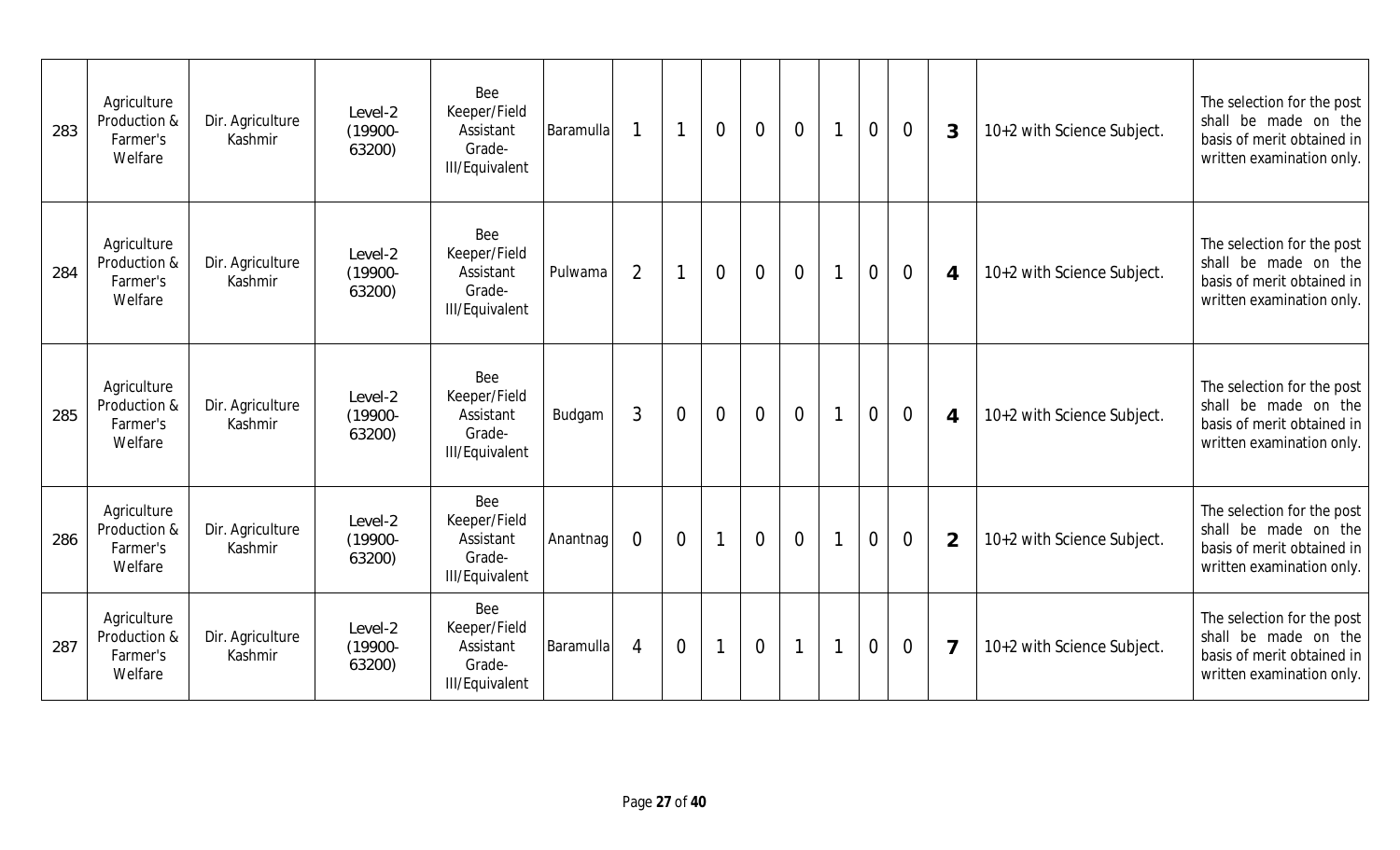| | | | | | | | | | | | | | | | | |
|---|---|---|---|---|---|---|---|---|---|---|---|---|---|---|---|---|
| 283 | Agriculture Production & Farmer's Welfare | Dir. Agriculture Kashmir | Level-2 (19900-63200) | Bee Keeper/Field Assistant Grade-III/Equivalent | Baramulla | 1 | 1 | 0 | 0 | 0 | 1 | 0 | 0 | **3** | 10+2 with Science Subject. | The selection for the post shall be made on the basis of merit obtained in written examination only. |
| 284 | Agriculture Production & Farmer's Welfare | Dir. Agriculture Kashmir | Level-2 (19900-63200) | Bee Keeper/Field Assistant Grade-III/Equivalent | Pulwama | 2 | 1 | 0 | 0 | 0 | 1 | 0 | 0 | **4** | 10+2 with Science Subject. | The selection for the post shall be made on the basis of merit obtained in written examination only. |
| 285 | Agriculture Production & Farmer's Welfare | Dir. Agriculture Kashmir | Level-2 (19900-63200) | Bee Keeper/Field Assistant Grade-III/Equivalent | Budgam | 3 | 0 | 0 | 0 | 0 | 1 | 0 | 0 | **4** | 10+2 with Science Subject. | The selection for the post shall be made on the basis of merit obtained in written examination only. |
| 286 | Agriculture Production & Farmer's Welfare | Dir. Agriculture Kashmir | Level-2 (19900-63200) | Bee Keeper/Field Assistant Grade-III/Equivalent | Anantnag | 0 | 0 | 1 | 0 | 0 | 1 | 0 | 0 | **2** | 10+2 with Science Subject. | The selection for the post shall be made on the basis of merit obtained in written examination only. |
| 287 | Agriculture Production & Farmer's Welfare | Dir. Agriculture Kashmir | Level-2 (19900-63200) | Bee Keeper/Field Assistant Grade-III/Equivalent | Baramulla | 4 | 0 | 1 | 0 | 1 | 1 | 0 | 0 | **7** | 10+2 with Science Subject. | The selection for the post shall be made on the basis of merit obtained in written examination only. |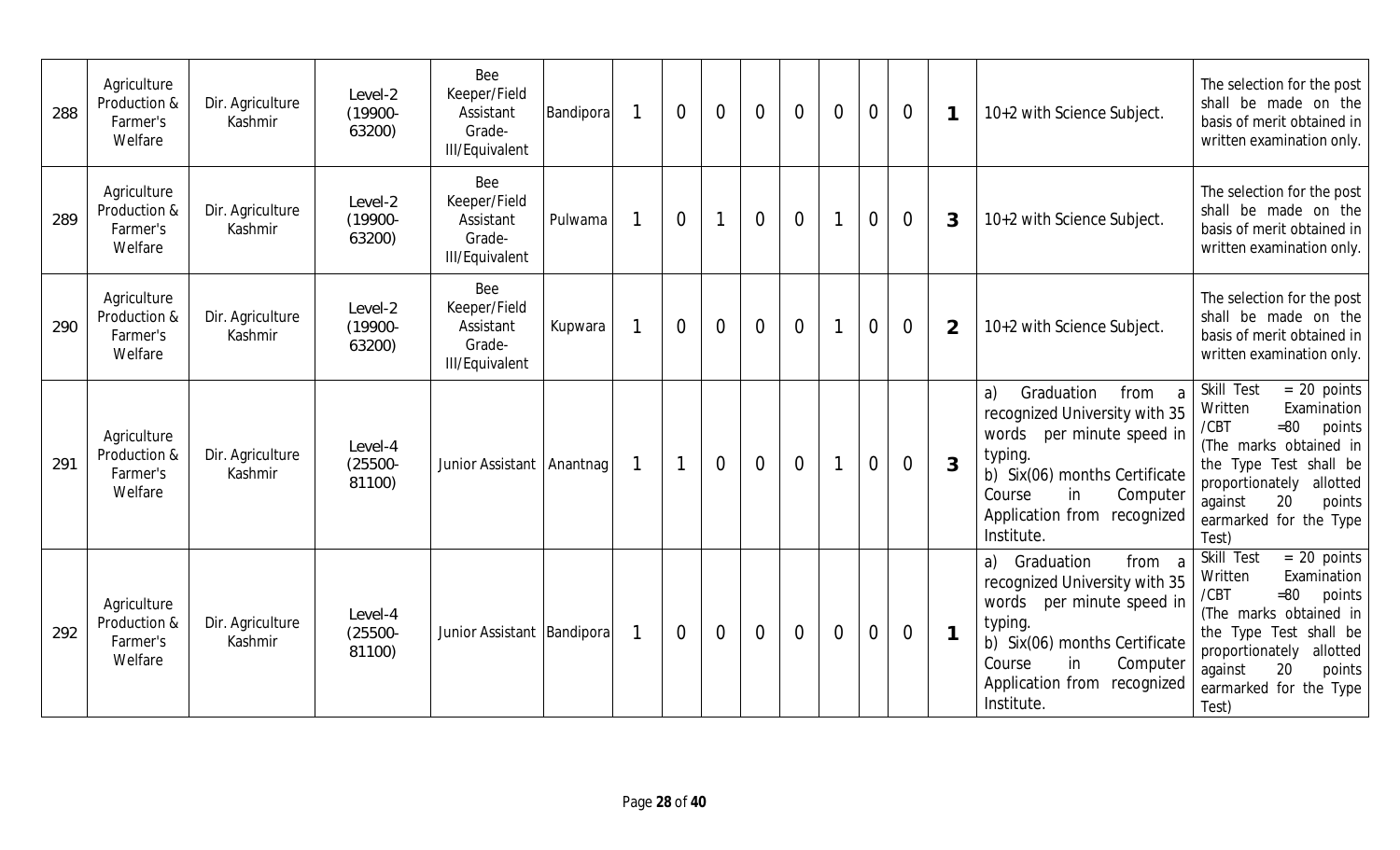| | | | | | | | | | | | | | | | | |
|---|---|---|---|---|---|---|---|---|---|---|---|---|---|---|---|---|
| 288 | Agriculture Production & Farmer's Welfare | Dir. Agriculture Kashmir | Level-2 (19900-63200) | Bee Keeper/Field Assistant Grade-III/Equivalent | Bandipora | 1 | 0 | 0 | 0 | 0 | 0 | 0 | 0 | **1** | 10+2 with Science Subject. | The selection for the post shall be made on the basis of merit obtained in written examination only. |
| 289 | Agriculture Production & Farmer's Welfare | Dir. Agriculture Kashmir | Level-2 (19900-63200) | Bee Keeper/Field Assistant Grade-III/Equivalent | Pulwama | 1 | 0 | 1 | 0 | 0 | 1 | 0 | 0 | **3** | 10+2 with Science Subject. | The selection for the post shall be made on the basis of merit obtained in written examination only. |
| 290 | Agriculture Production & Farmer's Welfare | Dir. Agriculture Kashmir | Level-2 (19900-63200) | Bee Keeper/Field Assistant Grade-III/Equivalent | Kupwara | 1 | 0 | 0 | 0 | 0 | 1 | 0 | 0 | **2** | 10+2 with Science Subject. | The selection for the post shall be made on the basis of merit obtained in written examination only. |
| 291 | Agriculture Production & Farmer's Welfare | Dir. Agriculture Kashmir | Level-4 (25500-81100) | Junior Assistant | Anantnag | 1 | 1 | 0 | 0 | 0 | 1 | 0 | 0 | **3** | a) Graduation from a recognized University with 35 words per minute speed in typing.<br>b) Six(06) months Certificate Course in Computer Application from recognized Institute. | Skill Test = 20 points<br>Written Examination /CBT =80 points<br>(The marks obtained in the Type Test shall be proportionately allotted against 20 points earmarked for the Type Test) |
| 292 | Agriculture Production & Farmer's Welfare | Dir. Agriculture Kashmir | Level-4 (25500-81100) | Junior Assistant | Bandipora | 1 | 0 | 0 | 0 | 0 | 0 | 0 | 0 | **1** | a) Graduation from a recognized University with 35 words per minute speed in typing.<br>b) Six(06) months Certificate Course in Computer Application from recognized Institute. | Skill Test = 20 points<br>Written Examination /CBT =80 points<br>(The marks obtained in the Type Test shall be proportionately allotted against 20 points earmarked for the Type Test) |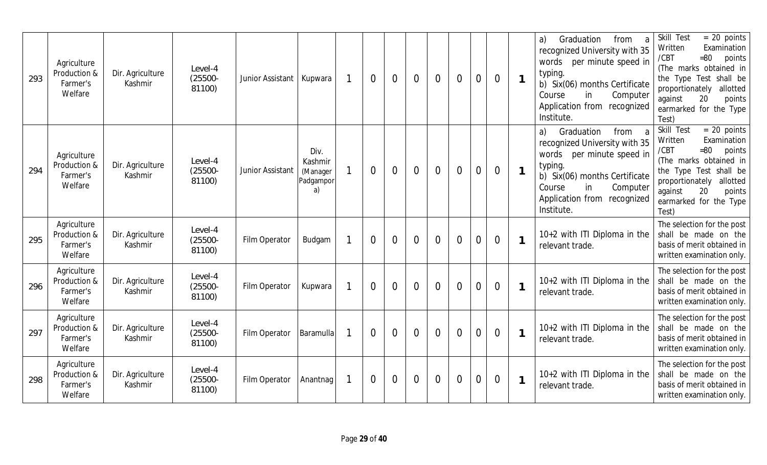| | | | | | | | | | | | | | | | |
|---|---|---|---|---|---|---|---|---|---|---|---|---|---|---|---|
| 293 | Agriculture Production & Farmer's Welfare | Dir. Agriculture Kashmir | Level-4 (25500-81100) | Junior Assistant | Kupwara | 1 | 0 | 0 | 0 | 0 | 0 | 0 | 0 | 1 | a) Graduation from a recognized University with 35 words per minute speed in typing. b) Six(06) months Certificate Course in Computer Application from recognized Institute. | Skill Test = 20 points Written Examination /CBT =80 points (The marks obtained in the Type Test shall be proportionately allotted against 20 points earmarked for the Type Test) |
| 294 | Agriculture Production & Farmer's Welfare | Dir. Agriculture Kashmir | Level-4 (25500-81100) | Junior Assistant | Div. Kashmir (Manager Padgampora) | 1 | 0 | 0 | 0 | 0 | 0 | 0 | 0 | 1 | a) Graduation from a recognized University with 35 words per minute speed in typing. b) Six(06) months Certificate Course in Computer Application from recognized Institute. | Skill Test = 20 points Written Examination /CBT =80 points (The marks obtained in the Type Test shall be proportionately allotted against 20 points earmarked for the Type Test) |
| 295 | Agriculture Production & Farmer's Welfare | Dir. Agriculture Kashmir | Level-4 (25500-81100) | Film Operator | Budgam | 1 | 0 | 0 | 0 | 0 | 0 | 0 | 0 | 1 | 10+2 with ITI Diploma in the relevant trade. | The selection for the post shall be made on the basis of merit obtained in written examination only. |
| 296 | Agriculture Production & Farmer's Welfare | Dir. Agriculture Kashmir | Level-4 (25500-81100) | Film Operator | Kupwara | 1 | 0 | 0 | 0 | 0 | 0 | 0 | 0 | 1 | 10+2 with ITI Diploma in the relevant trade. | The selection for the post shall be made on the basis of merit obtained in written examination only. |
| 297 | Agriculture Production & Farmer's Welfare | Dir. Agriculture Kashmir | Level-4 (25500-81100) | Film Operator | Baramulla | 1 | 0 | 0 | 0 | 0 | 0 | 0 | 0 | 1 | 10+2 with ITI Diploma in the relevant trade. | The selection for the post shall be made on the basis of merit obtained in written examination only. |
| 298 | Agriculture Production & Farmer's Welfare | Dir. Agriculture Kashmir | Level-4 (25500-81100) | Film Operator | Anantnag | 1 | 0 | 0 | 0 | 0 | 0 | 0 | 0 | 1 | 10+2 with ITI Diploma in the relevant trade. | The selection for the post shall be made on the basis of merit obtained in written examination only. |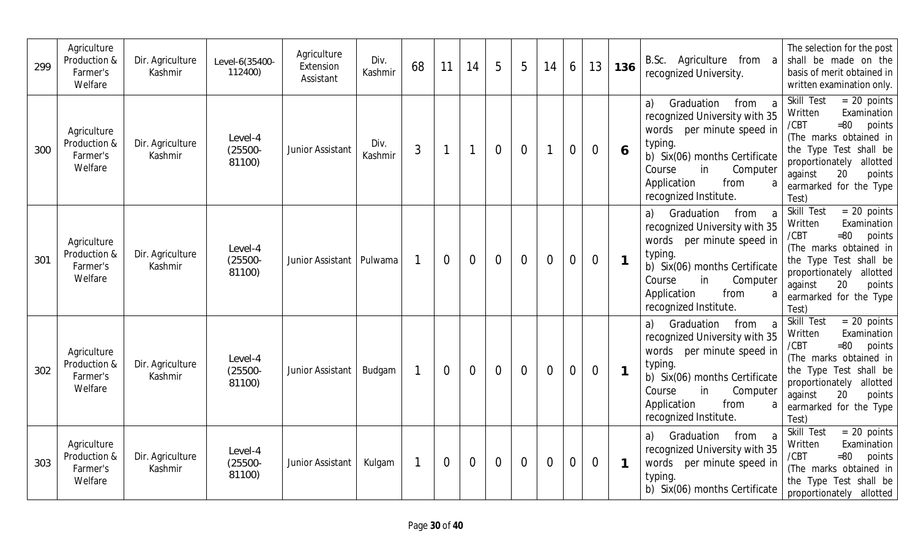| | | | | | | | | | | | | | | | | |
|---|---|---|---|---|---|---|---|---|---|---|---|---|---|---|---|---|
| 299 | Agriculture Production & Farmer's Welfare | Dir. Agriculture Kashmir | Level-6(35400-112400) | Agriculture Extension Assistant | Div. Kashmir | 68 | 11 | 14 | 5 | 5 | 14 | 6 | 13 | **136** | B.Sc. Agriculture from a recognized University. | The selection for the post shall be made on the basis of merit obtained in written examination only. |
| 300 | Agriculture Production & Farmer's Welfare | Dir. Agriculture Kashmir | Level-4 (25500-81100) | Junior Assistant | Div. Kashmir | 3 | 1 | 1 | 0 | 0 | 1 | 0 | 0 | **6** | a) Graduation from a recognized University with 35 words per minute speed in typing. b) Six(06) months Certificate Course in Computer Application from a recognized Institute. | Skill Test = 20 points Written Examination /CBT =80 points (The marks obtained in the Type Test shall be proportionately allotted against 20 points earmarked for the Type Test) |
| 301 | Agriculture Production & Farmer's Welfare | Dir. Agriculture Kashmir | Level-4 (25500-81100) | Junior Assistant | Pulwama | 1 | 0 | 0 | 0 | 0 | 0 | 0 | 0 | **1** | a) Graduation from a recognized University with 35 words per minute speed in typing. b) Six(06) months Certificate Course in Computer Application from a recognized Institute. | Skill Test = 20 points Written Examination /CBT =80 points (The marks obtained in the Type Test shall be proportionately allotted against 20 points earmarked for the Type Test) |
| 302 | Agriculture Production & Farmer's Welfare | Dir. Agriculture Kashmir | Level-4 (25500-81100) | Junior Assistant | Budgam | 1 | 0 | 0 | 0 | 0 | 0 | 0 | 0 | **1** | a) Graduation from a recognized University with 35 words per minute speed in typing. b) Six(06) months Certificate Course in Computer Application from a recognized Institute. | Skill Test = 20 points Written Examination /CBT =80 points (The marks obtained in the Type Test shall be proportionately allotted against 20 points earmarked for the Type Test) |
| 303 | Agriculture Production & Farmer's Welfare | Dir. Agriculture Kashmir | Level-4 (25500-81100) | Junior Assistant | Kulgam | 1 | 0 | 0 | 0 | 0 | 0 | 0 | 0 | **1** | a) Graduation from a recognized University with 35 words per minute speed in typing. b) Six(06) months Certificate | Skill Test = 20 points Written Examination /CBT =80 points (The marks obtained in the Type Test shall be proportionately allotted |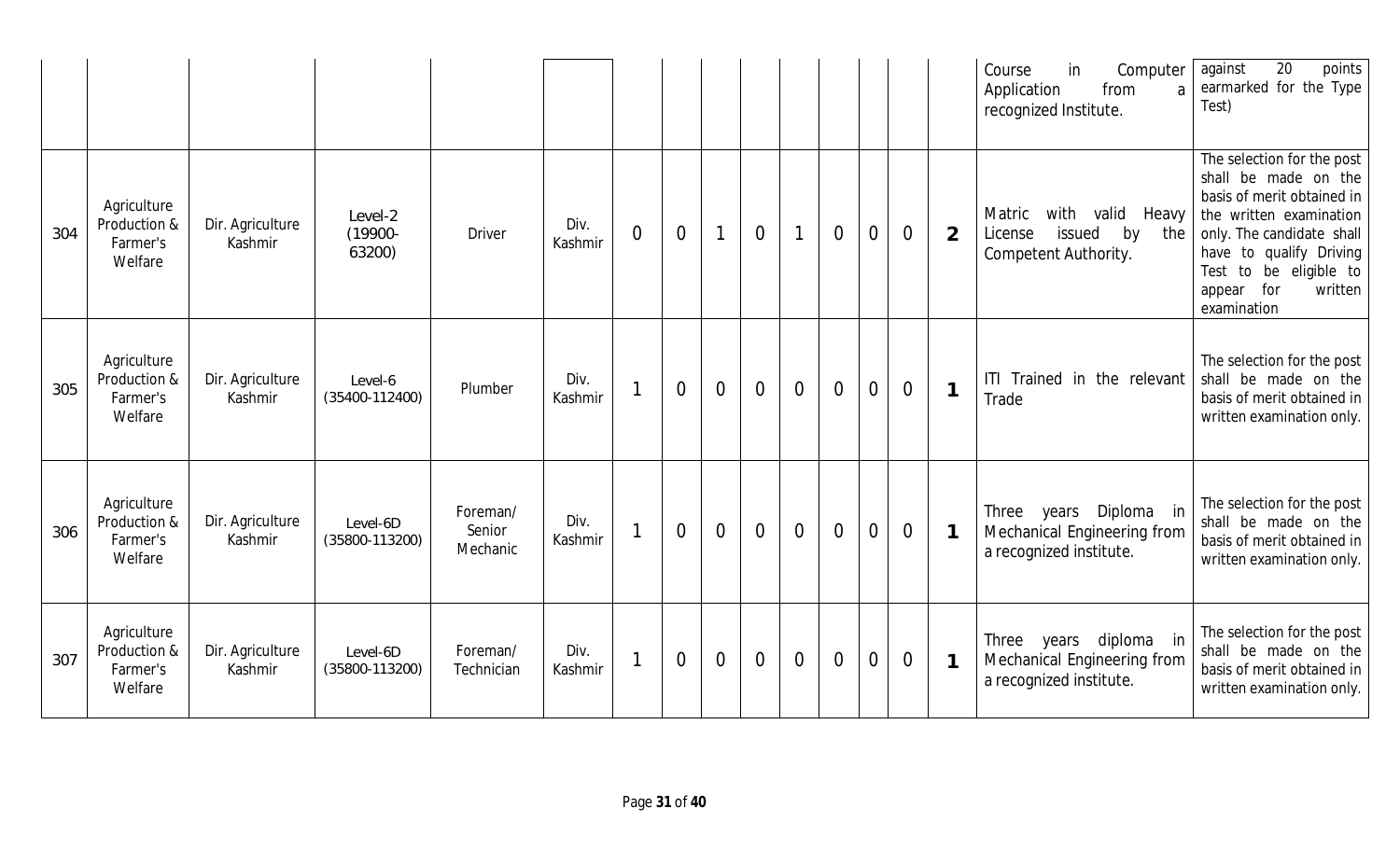| | | | | | | | | | | | | | | | | |
|---|---|---|---|---|---|---|---|---|---|---|---|---|---|---|---|---|
| | | | | | | | | | | | | | | | Course in Computer Application from a recognized Institute. | against 20 points earmarked for the Type Test) |
| 304 | Agriculture Production & Farmer's Welfare | Dir. Agriculture Kashmir | Level-2 (19900-63200) | Driver | Div. Kashmir | 0 | 0 | 1 | 0 | 1 | 0 | 0 | 0 | **2** | Matric with valid Heavy License issued by the Competent Authority. | The selection for the post shall be made on the basis of merit obtained in the written examination only. The candidate shall have to qualify Driving Test to be eligible to appear for written examination |
| 305 | Agriculture Production & Farmer's Welfare | Dir. Agriculture Kashmir | Level-6 (35400-112400) | Plumber | Div. Kashmir | 1 | 0 | 0 | 0 | 0 | 0 | 0 | 0 | **1** | ITI Trained in the relevant Trade | The selection for the post shall be made on the basis of merit obtained in written examination only. |
| 306 | Agriculture Production & Farmer's Welfare | Dir. Agriculture Kashmir | Level-6D (35800-113200) | Foreman/ Senior Mechanic | Div. Kashmir | 1 | 0 | 0 | 0 | 0 | 0 | 0 | 0 | **1** | Three years Diploma in Mechanical Engineering from a recognized institute. | The selection for the post shall be made on the basis of merit obtained in written examination only. |
| 307 | Agriculture Production & Farmer's Welfare | Dir. Agriculture Kashmir | Level-6D (35800-113200) | Foreman/ Technician | Div. Kashmir | 1 | 0 | 0 | 0 | 0 | 0 | 0 | 0 | **1** | Three years diploma in Mechanical Engineering from a recognized institute. | The selection for the post shall be made on the basis of merit obtained in written examination only. |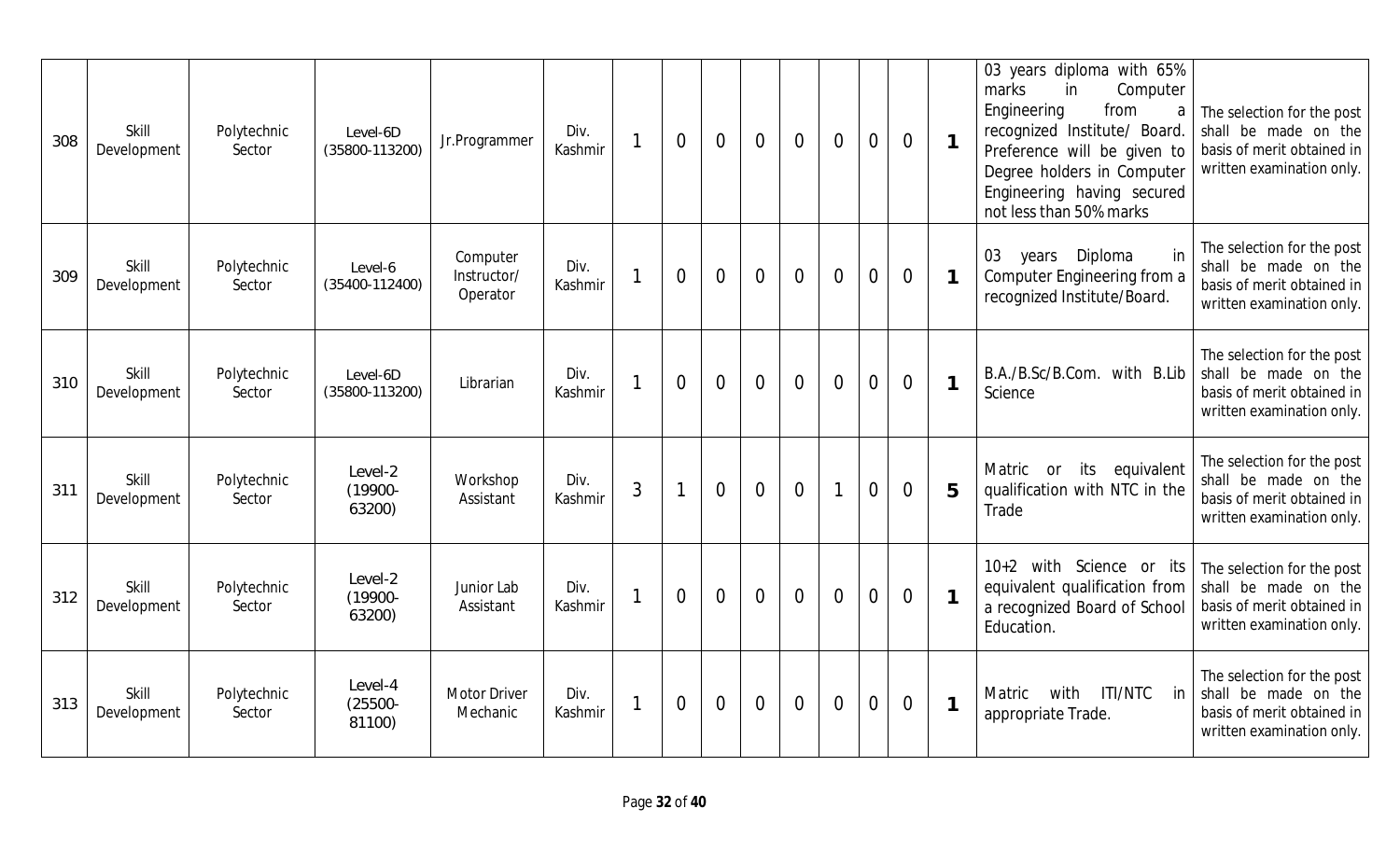| | | | | | | | | | | | | | | | |
|---|---|---|---|---|---|---|---|---|---|---|---|---|---|---|---|
| 308 | Skill Development | Polytechnic Sector | Level-6D (35800-113200) | Jr.Programmer | Div. Kashmir | 1 | 0 | 0 | 0 | 0 | 0 | 0 | 0 | 1 | 03 years diploma with 65% marks in Computer Engineering from a recognized Institute/ Board. Preference will be given to Degree holders in Computer Engineering having secured not less than 50% marks | The selection for the post shall be made on the basis of merit obtained in written examination only. |
| 309 | Skill Development | Polytechnic Sector | Level-6 (35400-112400) | Computer Instructor/ Operator | Div. Kashmir | 1 | 0 | 0 | 0 | 0 | 0 | 0 | 0 | 1 | 03 years Diploma in Computer Engineering from a recognized Institute/Board. | The selection for the post shall be made on the basis of merit obtained in written examination only. |
| 310 | Skill Development | Polytechnic Sector | Level-6D (35800-113200) | Librarian | Div. Kashmir | 1 | 0 | 0 | 0 | 0 | 0 | 0 | 0 | 1 | B.A./B.Sc/B.Com. with B.Lib Science | The selection for the post shall be made on the basis of merit obtained in written examination only. |
| 311 | Skill Development | Polytechnic Sector | Level-2 (19900-63200) | Workshop Assistant | Div. Kashmir | 3 | 1 | 0 | 0 | 0 | 1 | 0 | 0 | 5 | Matric or its equivalent qualification with NTC in the Trade | The selection for the post shall be made on the basis of merit obtained in written examination only. |
| 312 | Skill Development | Polytechnic Sector | Level-2 (19900-63200) | Junior Lab Assistant | Div. Kashmir | 1 | 0 | 0 | 0 | 0 | 0 | 0 | 0 | 1 | 10+2 with Science or its equivalent qualification from a recognized Board of School Education. | The selection for the post shall be made on the basis of merit obtained in written examination only. |
| 313 | Skill Development | Polytechnic Sector | Level-4 (25500-81100) | Motor Driver Mechanic | Div. Kashmir | 1 | 0 | 0 | 0 | 0 | 0 | 0 | 0 | 1 | Matric with ITI/NTC in appropriate Trade. | The selection for the post shall be made on the basis of merit obtained in written examination only. |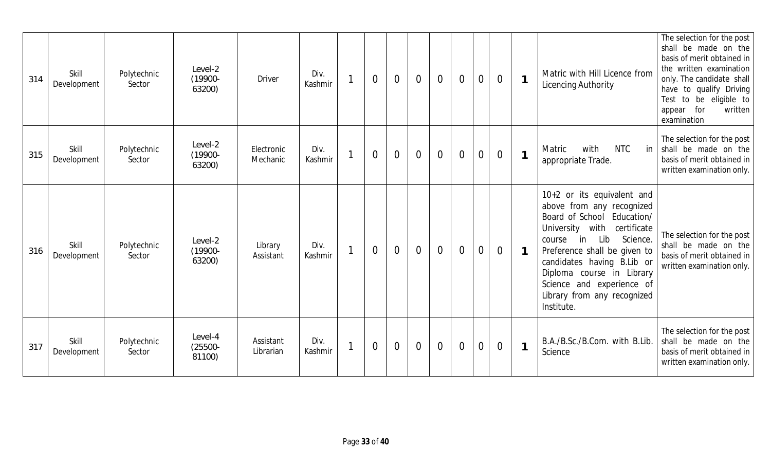| | | | | | | | | | | | | | | | |
|---|---|---|---|---|---|---|---|---|---|---|---|---|---|---|---|
| 314 | Skill Development | Polytechnic Sector | Level-2 (19900-63200) | Driver | Div. Kashmir | 1 | 0 | 0 | 0 | 0 | 0 | 0 | 0 | 1 | Matric with Hill Licence from Licencing Authority | The selection for the post shall be made on the basis of merit obtained in the written examination only. The candidate shall have to qualify Driving Test to be eligible to appear for written examination |
| 315 | Skill Development | Polytechnic Sector | Level-2 (19900-63200) | Electronic Mechanic | Div. Kashmir | 1 | 0 | 0 | 0 | 0 | 0 | 0 | 0 | 1 | Matric with NTC in appropriate Trade. | The selection for the post shall be made on the basis of merit obtained in written examination only. |
| 316 | Skill Development | Polytechnic Sector | Level-2 (19900-63200) | Library Assistant | Div. Kashmir | 1 | 0 | 0 | 0 | 0 | 0 | 0 | 0 | 1 | 10+2 or its equivalent and above from any recognized Board of School Education/ University with certificate course in Lib Science. Preference shall be given to candidates having B.Lib or Diploma course in Library Science and experience of Library from any recognized Institute. | The selection for the post shall be made on the basis of merit obtained in written examination only. |
| 317 | Skill Development | Polytechnic Sector | Level-4 (25500-81100) | Assistant Librarian | Div. Kashmir | 1 | 0 | 0 | 0 | 0 | 0 | 0 | 0 | 1 | B.A./B.Sc./B.Com. with B.Lib. Science | The selection for the post shall be made on the basis of merit obtained in written examination only. |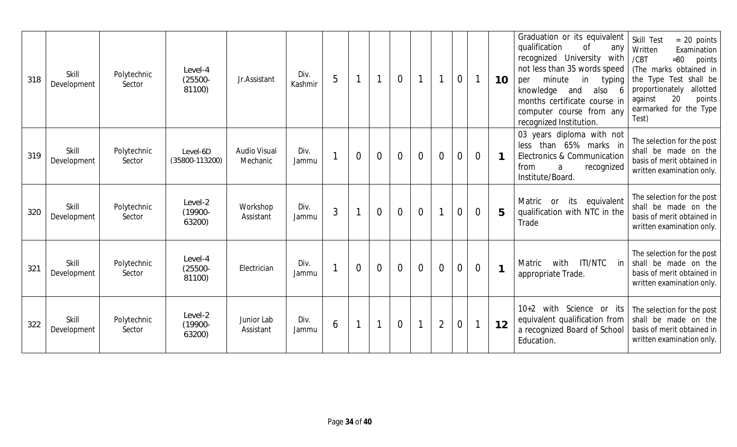| 318 | Skill Development | Polytechnic Sector | Level-4 (25500-81100) | Jr.Assistant | Div. Kashmir | 5 | 1 | 1 | 0 | 1 | 1 | 0 | 1 | 10 | Graduation or its equivalent qualification of any recognized University with not less than 35 words speed per minute in typing knowledge and also 6 months certificate course in computer course from any recognized Institution. | Skill Test = 20 points Written Examination /CBT =80 points (The marks obtained in the Type Test shall be proportionately allotted against 20 points earmarked for the Type Test) |
|---|---|---|---|---|---|---|---|---|---|---|---|---|---|---|---|---|
| 319 | Skill Development | Polytechnic Sector | Level-6D (35800-113200) | Audio Visual Mechanic | Div. Jammu | 1 | 0 | 0 | 0 | 0 | 0 | 0 | 0 | 1 | 03 years diploma with not less than 65% marks in Electronics & Communication from a recognized Institute/Board. | The selection for the post shall be made on the basis of merit obtained in written examination only. |
| 320 | Skill Development | Polytechnic Sector | Level-2 (19900-63200) | Workshop Assistant | Div. Jammu | 3 | 1 | 0 | 0 | 0 | 1 | 0 | 0 | 5 | Matric or its equivalent qualification with NTC in the Trade | The selection for the post shall be made on the basis of merit obtained in written examination only. |
| 321 | Skill Development | Polytechnic Sector | Level-4 (25500-81100) | Electrician | Div. Jammu | 1 | 0 | 0 | 0 | 0 | 0 | 0 | 0 | 1 | Matric with ITI/NTC in appropriate Trade. | The selection for the post shall be made on the basis of merit obtained in written examination only. |
| 322 | Skill Development | Polytechnic Sector | Level-2 (19900-63200) | Junior Lab Assistant | Div. Jammu | 6 | 1 | 1 | 0 | 1 | 2 | 0 | 1 | 12 | 10+2 with Science or its equivalent qualification from a recognized Board of School Education. | The selection for the post shall be made on the basis of merit obtained in written examination only. |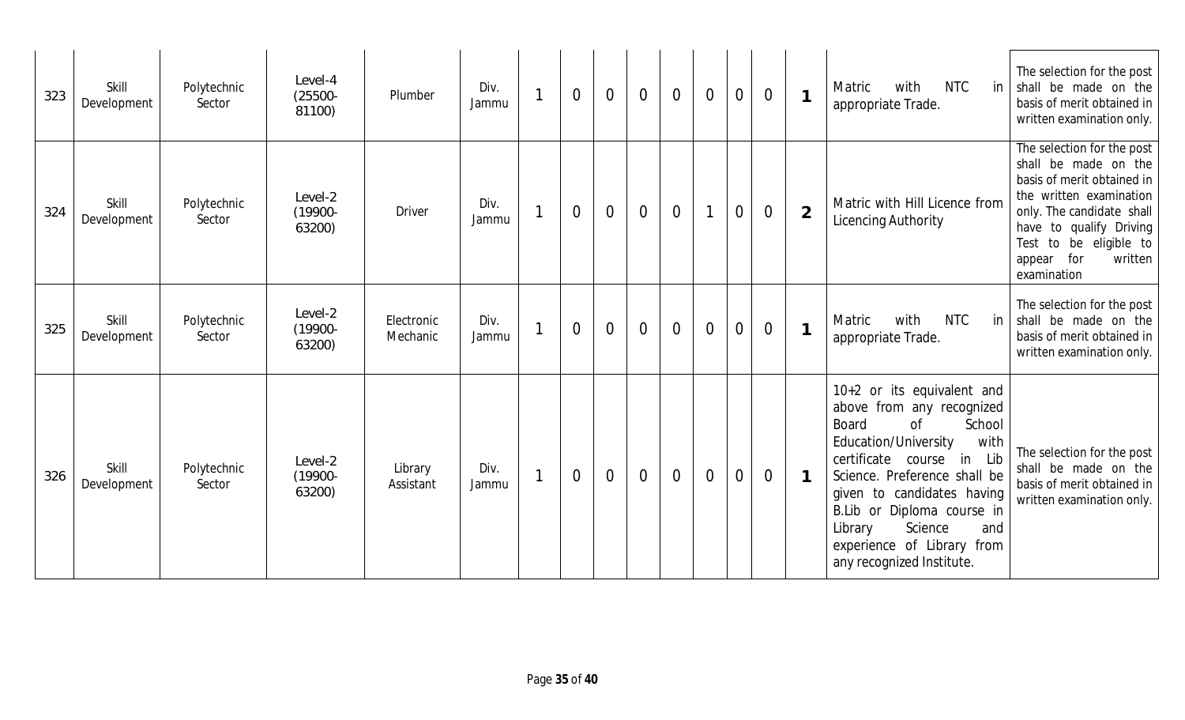| | | | | | | | | | | | | | | | | |
|---|---|---|---|---|---|---|---|---|---|---|---|---|---|---|---|---|
| 323 | Skill Development | Polytechnic Sector | Level-4 (25500-81100) | Plumber | Div. Jammu | 1 | 0 | 0 | 0 | 0 | 0 | 0 | 0 | **1** | Matric with NTC in appropriate Trade. | The selection for the post shall be made on the basis of merit obtained in written examination only. |
| 324 | Skill Development | Polytechnic Sector | Level-2 (19900-63200) | Driver | Div. Jammu | 1 | 0 | 0 | 0 | 0 | 1 | 0 | 0 | **2** | Matric with Hill Licence from Licencing Authority | The selection for the post shall be made on the basis of merit obtained in the written examination only. The candidate shall have to qualify Driving Test to be eligible to appear for written examination |
| 325 | Skill Development | Polytechnic Sector | Level-2 (19900-63200) | Electronic Mechanic | Div. Jammu | 1 | 0 | 0 | 0 | 0 | 0 | 0 | 0 | **1** | Matric with NTC in appropriate Trade. | The selection for the post shall be made on the basis of merit obtained in written examination only. |
| 326 | Skill Development | Polytechnic Sector | Level-2 (19900-63200) | Library Assistant | Div. Jammu | 1 | 0 | 0 | 0 | 0 | 0 | 0 | 0 | **1** | 10+2 or its equivalent and above from any recognized Board of School Education/University with certificate course in Lib Science. Preference shall be given to candidates having B.Lib or Diploma course in Library Science and experience of Library from any recognized Institute. | The selection for the post shall be made on the basis of merit obtained in written examination only. |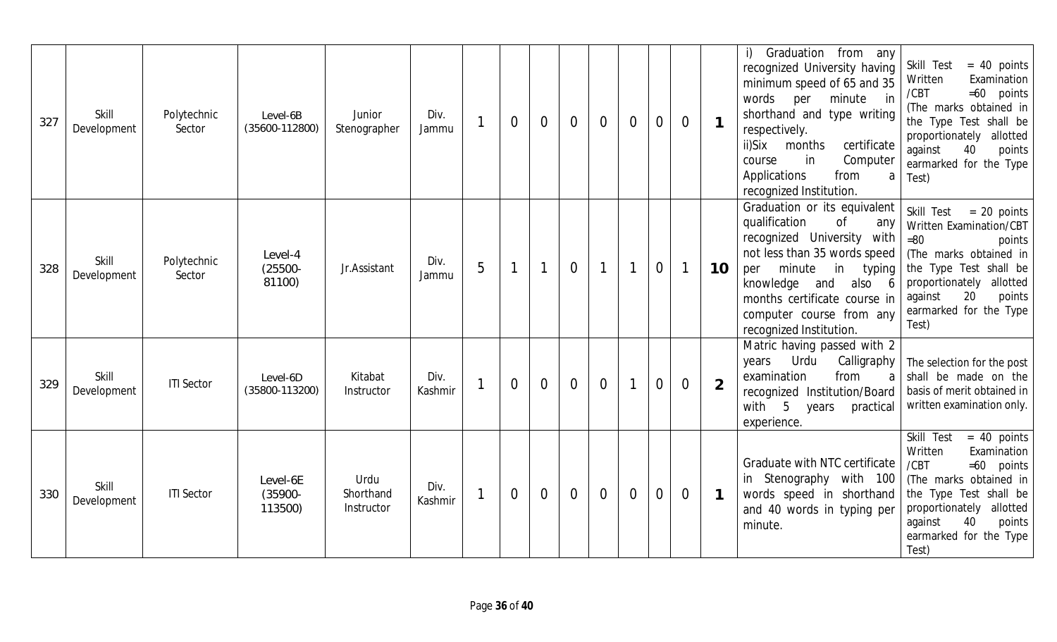| | | | | | | | | | | | | | | | |
|---|---|---|---|---|---|---|---|---|---|---|---|---|---|---|---|
| 327 | Skill Development | Polytechnic Sector | Level-6B (35600-112800) | Junior Stenographer | Div. Jammu | 1 | 0 | 0 | 0 | 0 | 0 | 0 | 0 | **1** | i) Graduation from any recognized University having minimum speed of 65 and 35 words per minute in shorthand and type writing respectively.<br>ii)Six months certificate course in Computer Applications from a recognized Institution. | Skill Test = 40 points Written Examination /CBT =60 points (The marks obtained in the Type Test shall be proportionately allotted against 40 points earmarked for the Type Test) |
| 328 | Skill Development | Polytechnic Sector | Level-4 (25500-81100) | Jr.Assistant | Div. Jammu | 5 | 1 | 1 | 0 | 1 | 1 | 0 | 1 | **10** | Graduation or its equivalent qualification of any recognized University with not less than 35 words speed per minute in typing knowledge and also 6 months certificate course in computer course from any recognized Institution. | Skill Test = 20 points Written Examination/CBT =80 points (The marks obtained in the Type Test shall be proportionately allotted against 20 points earmarked for the Type Test) |
| 329 | Skill Development | ITI Sector | Level-6D (35800-113200) | Kitabat Instructor | Div. Kashmir | 1 | 0 | 0 | 0 | 0 | 1 | 0 | 0 | **2** | Matric having passed with 2 years Urdu Calligraphy examination from a recognized Institution/Board with 5 years practical experience. | The selection for the post shall be made on the basis of merit obtained in written examination only. |
| 330 | Skill Development | ITI Sector | Level-6E (35900-113500) | Urdu Shorthand Instructor | Div. Kashmir | 1 | 0 | 0 | 0 | 0 | 0 | 0 | 0 | **1** | Graduate with NTC certificate in Stenography with 100 words speed in shorthand and 40 words in typing per minute. | Skill Test = 40 points Written Examination /CBT =60 points (The marks obtained in the Type Test shall be proportionately allotted against 40 points earmarked for the Type Test) |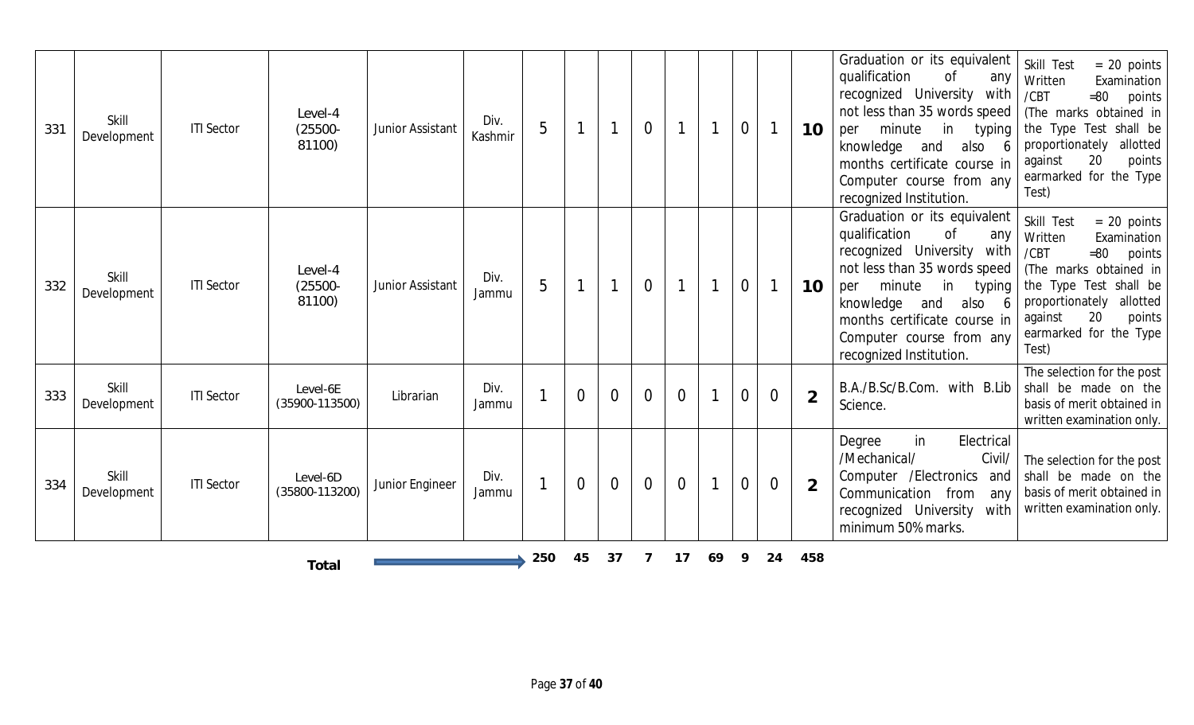| | | | | | | | | | | | | | | | |
|---|---|---|---|---|---|---|---|---|---|---|---|---|---|---|---|
| 331 | Skill Development | ITI Sector | Level-4 (25500-81100) | Junior Assistant | Div. Kashmir | 5 | 1 | 1 | 0 | 1 | 1 | 0 | 1 | **10** | Graduation or its equivalent qualification of any recognized University with not less than 35 words speed per minute in typing knowledge and also 6 months certificate course in Computer course from any recognized Institution. | Skill Test = 20 points Written Examination /CBT =80 points (The marks obtained in the Type Test shall be proportionately allotted against 20 points earmarked for the Type Test) |
| 332 | Skill Development | ITI Sector | Level-4 (25500-81100) | Junior Assistant | Div. Jammu | 5 | 1 | 1 | 0 | 1 | 1 | 0 | 1 | **10** | Graduation or its equivalent qualification of any recognized University with not less than 35 words speed per minute in typing knowledge and also 6 months certificate course in Computer course from any recognized Institution. | Skill Test = 20 points Written Examination /CBT =80 points (The marks obtained in the Type Test shall be proportionately allotted against 20 points earmarked for the Type Test) |
| 333 | Skill Development | ITI Sector | Level-6E (35900-113500) | Librarian | Div. Jammu | 1 | 0 | 0 | 0 | 0 | 1 | 0 | 0 | **2** | B.A./B.Sc/B.Com. with B.Lib Science. | The selection for the post shall be made on the basis of merit obtained in written examination only. |
| 334 | Skill Development | ITI Sector | Level-6D (35800-113200) | Junior Engineer | Div. Jammu | 1 | 0 | 0 | 0 | 0 | 1 | 0 | 0 | **2** | Degree in Electrical /Mechanical/ Civil/ Computer /Electronics and Communication from any recognized University with minimum 50% marks. | The selection for the post shall be made on the basis of merit obtained in written examination only. |
| | **Total** | | | | | **250** | **45** | **37** | **7** | **17** | **69** | **9** | **24** | **458** | | |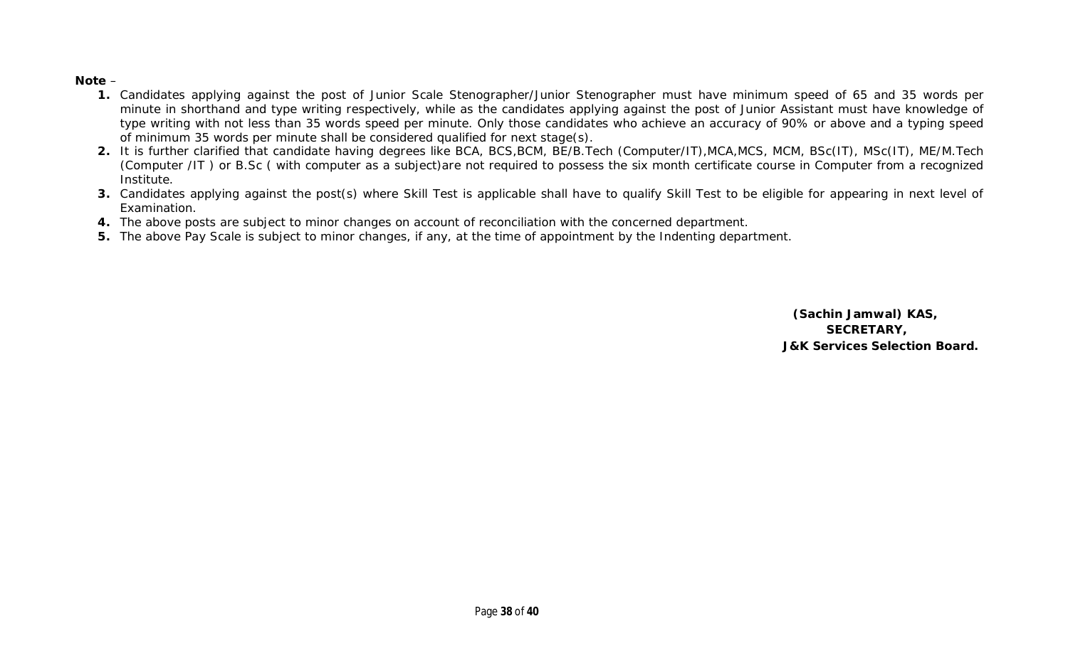**Note** –

1. Candidates applying against the post of Junior Scale Stenographer/Junior Stenographer must have minimum speed of 65 and 35 words per minute in shorthand and type writing respectively, while as the candidates applying against the post of Junior Assistant must have knowledge of type writing with not less than 35 words speed per minute. Only those candidates who achieve an accuracy of 90% or above and a typing speed of minimum 35 words per minute shall be considered qualified for next stage(s).
2. It is further clarified that candidate having degrees like BCA, BCS,BCM, BE/B.Tech (Computer/IT),MCA,MCS, MCM, BSc(IT), MSc(IT), ME/M.Tech (Computer /IT ) or B.Sc ( with computer as a subject)are not required to possess the six month certificate course in Computer from a recognized Institute.
3. Candidates applying against the post(s) where Skill Test is applicable shall have to qualify Skill Test to be eligible for appearing in next level of Examination.
4. The above posts are subject to minor changes on account of reconciliation with the concerned department.
5. The above Pay Scale is subject to minor changes, if any, at the time of appointment by the Indenting department.

**(Sachin Jamwal) KAS,**
**SECRETARY,**
**J&K Services Selection Board.**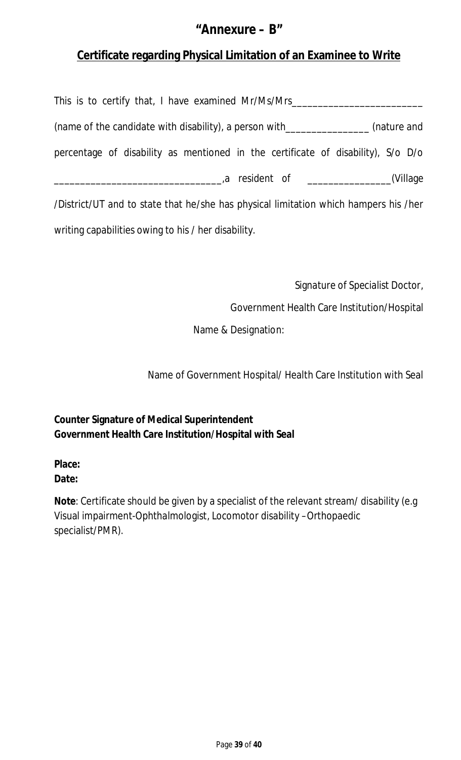# "Annexure – B"

## Certificate regarding Physical Limitation of an Examinee to Write

This is to certify that, I have examined Mr/Ms/Mrs________________________ (name of the candidate with disability), a person with_______________ (nature and percentage of disability as mentioned in the certificate of disability), S/o D/o ______________________________,a resident of _______________(Village /District/UT and to state that he/she has physical limitation which hampers his /her writing capabilities owing to his / her disability.

Signature of Specialist Doctor,

Government Health Care Institution/Hospital

Name & Designation:

Name of Government Hospital/ Health Care Institution with Seal

**Counter Signature of Medical Superintendent**
**Government Health Care Institution/Hospital with Seal**

**Place:**
**Date:**

**Note**: Certificate should be given by a specialist of the relevant stream/ disability (e.g Visual impairment-Ophthalmologist, Locomotor disability –Orthopaedic specialist/PMR).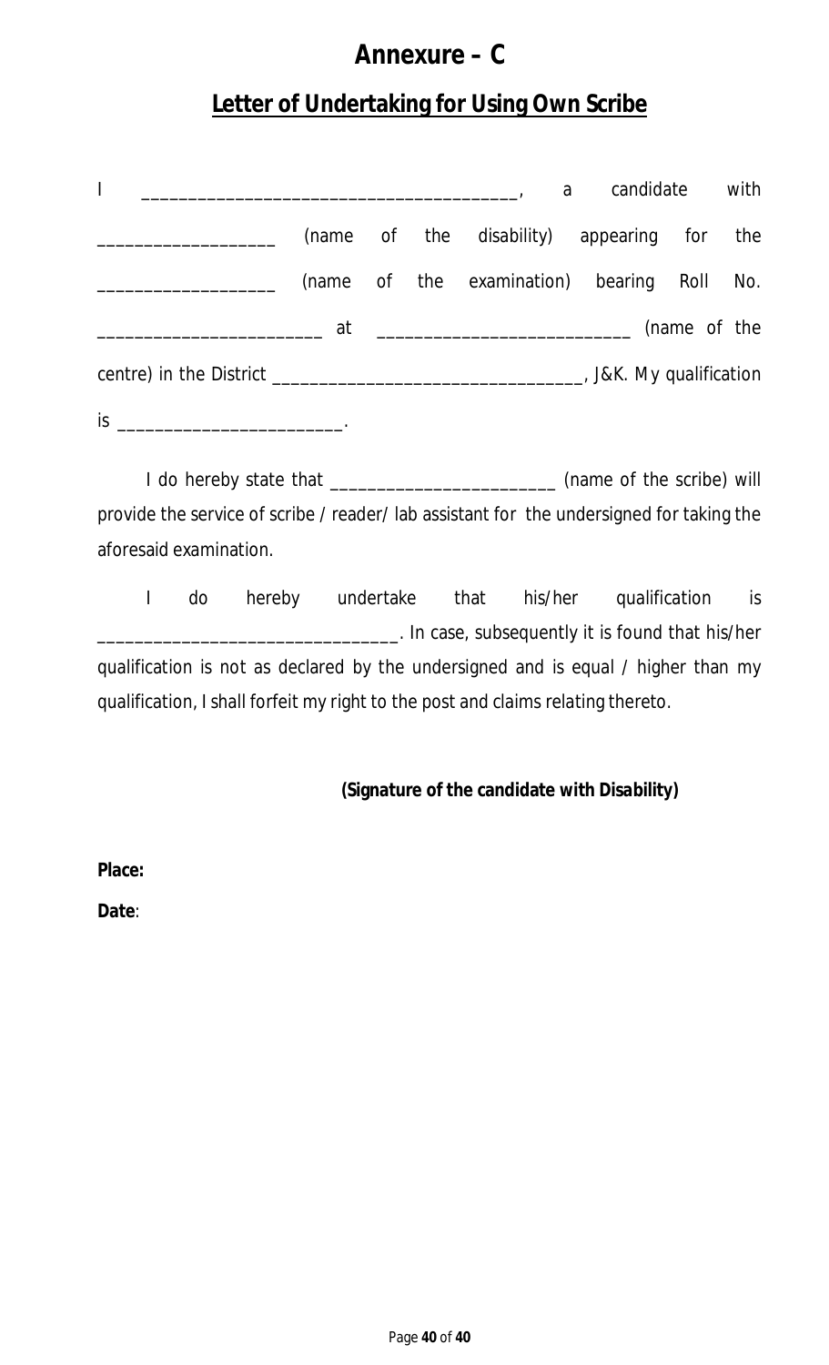# Annexure – C

## Letter of Undertaking for Using Own Scribe

I ______________________________________, a candidate with __________________ (name of the disability) appearing for the __________________ (name of the examination) bearing Roll No. _______________________ at _________________________ (name of the centre) in the District _______________________________, J&K. My qualification is _______________________.

I do hereby state that _______________________ (name of the scribe) will provide the service of scribe / reader/ lab assistant for the undersigned for taking the aforesaid examination.

I do hereby undertake that his/her qualification is _______________________________. In case, subsequently it is found that his/her qualification is not as declared by the undersigned and is equal / higher than my qualification, I shall forfeit my right to the post and claims relating thereto.

**(Signature of the candidate with Disability)**

**Place:**

**Date**: